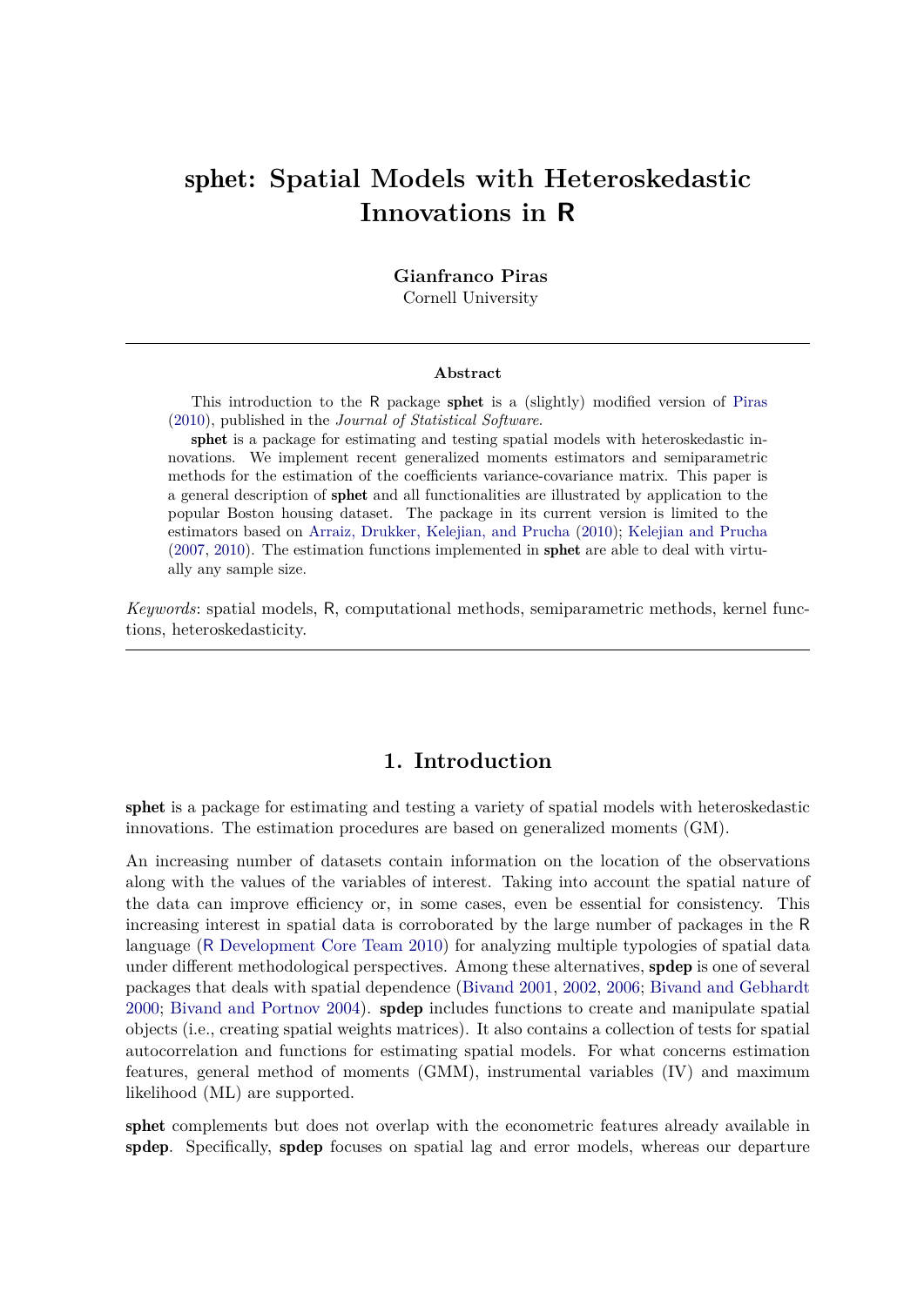# sphet: Spatial Models with Heteroskedastic Innovations in R

**Gianfranco Piras**
Cornell University

### Abstract

This introduction to the R package **sphet** is a (slightly) modified version of Piras (2010), published in the *Journal of Statistical Software*.

**sphet** is a package for estimating and testing spatial models with heteroskedastic innovations. We implement recent generalized moments estimators and semiparametric methods for the estimation of the coefficients variance-covariance matrix. This paper is a general description of **sphet** and all functionalities are illustrated by application to the popular Boston housing dataset. The package in its current version is limited to the estimators based on Arraiz, Drukker, Kelejian, and Prucha (2010); Kelejian and Prucha (2007, 2010). The estimation functions implemented in **sphet** are able to deal with virtually any sample size.

*Keywords*: spatial models, R, computational methods, semiparametric methods, kernel functions, heteroskedasticity.

## 1. Introduction

**sphet** is a package for estimating and testing a variety of spatial models with heteroskedastic innovations. The estimation procedures are based on generalized moments (GM).

An increasing number of datasets contain information on the location of the observations along with the values of the variables of interest. Taking into account the spatial nature of the data can improve efficiency or, in some cases, even be essential for consistency. This increasing interest in spatial data is corroborated by the large number of packages in the R language (R Development Core Team 2010) for analyzing multiple typologies of spatial data under different methodological perspectives. Among these alternatives, **spdep** is one of several packages that deals with spatial dependence (Bivand 2001, 2002, 2006; Bivand and Gebhardt 2000; Bivand and Portnov 2004). **spdep** includes functions to create and manipulate spatial objects (i.e., creating spatial weights matrices). It also contains a collection of tests for spatial autocorrelation and functions for estimating spatial models. For what concerns estimation features, general method of moments (GMM), instrumental variables (IV) and maximum likelihood (ML) are supported.

**sphet** complements but does not overlap with the econometric features already available in **spdep**. Specifically, **spdep** focuses on spatial lag and error models, whereas our departure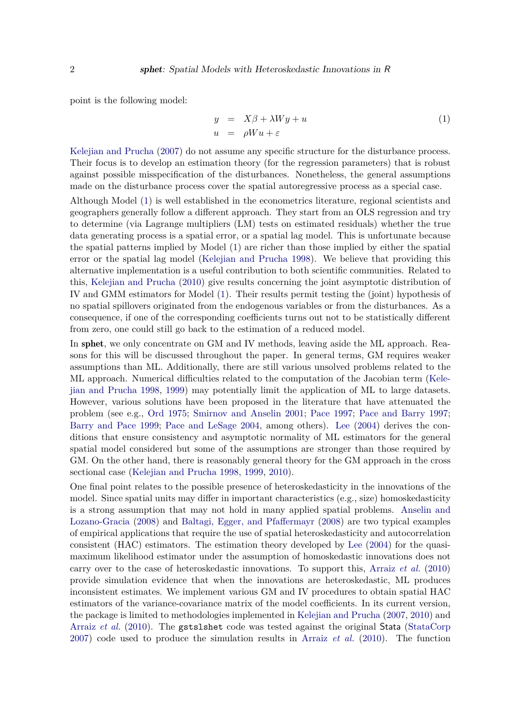point is the following model:

$$
\begin{aligned}
y &= X\beta + \lambda W y + u \\
u &= \rho W u + \varepsilon
\end{aligned} \tag{1}
$$

Kelejian and Prucha (2007) do not assume any specific structure for the disturbance process. Their focus is to develop an estimation theory (for the regression parameters) that is robust against possible misspecification of the disturbances. Nonetheless, the general assumptions made on the disturbance process cover the spatial autoregressive process as a special case.

Although Model (1) is well established in the econometrics literature, regional scientists and geographers generally follow a different approach. They start from an OLS regression and try to determine (via Lagrange multipliers (LM) tests on estimated residuals) whether the true data generating process is a spatial error, or a spatial lag model. This is unfortunate because the spatial patterns implied by Model (1) are richer than those implied by either the spatial error or the spatial lag model (Kelejian and Prucha 1998). We believe that providing this alternative implementation is a useful contribution to both scientific communities. Related to this, Kelejian and Prucha (2010) give results concerning the joint asymptotic distribution of IV and GMM estimators for Model (1). Their results permit testing the (joint) hypothesis of no spatial spillovers originated from the endogenous variables or from the disturbances. As a consequence, if one of the corresponding coefficients turns out not to be statistically different from zero, one could still go back to the estimation of a reduced model.

In **sphet**, we only concentrate on GM and IV methods, leaving aside the ML approach. Reasons for this will be discussed throughout the paper. In general terms, GM requires weaker assumptions than ML. Additionally, there are still various unsolved problems related to the ML approach. Numerical difficulties related to the computation of the Jacobian term (Kelejian and Prucha 1998, 1999) may potentially limit the application of ML to large datasets. However, various solutions have been proposed in the literature that have attenuated the problem (see e.g., Ord 1975; Smirnov and Anselin 2001; Pace 1997; Pace and Barry 1997; Barry and Pace 1999; Pace and LeSage 2004, among others). Lee (2004) derives the conditions that ensure consistency and asymptotic normality of ML estimators for the general spatial model considered but some of the assumptions are stronger than those required by GM. On the other hand, there is reasonably general theory for the GM approach in the cross sectional case (Kelejian and Prucha 1998, 1999, 2010).

One final point relates to the possible presence of heteroskedasticity in the innovations of the model. Since spatial units may differ in important characteristics (e.g., size) homoskedasticity is a strong assumption that may not hold in many applied spatial problems. Anselin and Lozano-Gracia (2008) and Baltagi, Egger, and Pfaffermayr (2008) are two typical examples of empirical applications that require the use of spatial heteroskedasticity and autocorrelation consistent (HAC) estimators. The estimation theory developed by Lee (2004) for the quasi-maximum likelihood estimator under the assumption of homoskedastic innovations does not carry over to the case of heteroskedastic innovations. To support this, Arraiz *et al.* (2010) provide simulation evidence that when the innovations are heteroskedastic, ML produces inconsistent estimates. We implement various GM and IV procedures to obtain spatial HAC estimators of the variance-covariance matrix of the model coefficients. In its current version, the package is limited to methodologies implemented in Kelejian and Prucha (2007, 2010) and Arraiz *et al.* (2010). The `gstslshet` code was tested against the original Stata (StataCorp 2007) code used to produce the simulation results in Arraiz *et al.* (2010). The function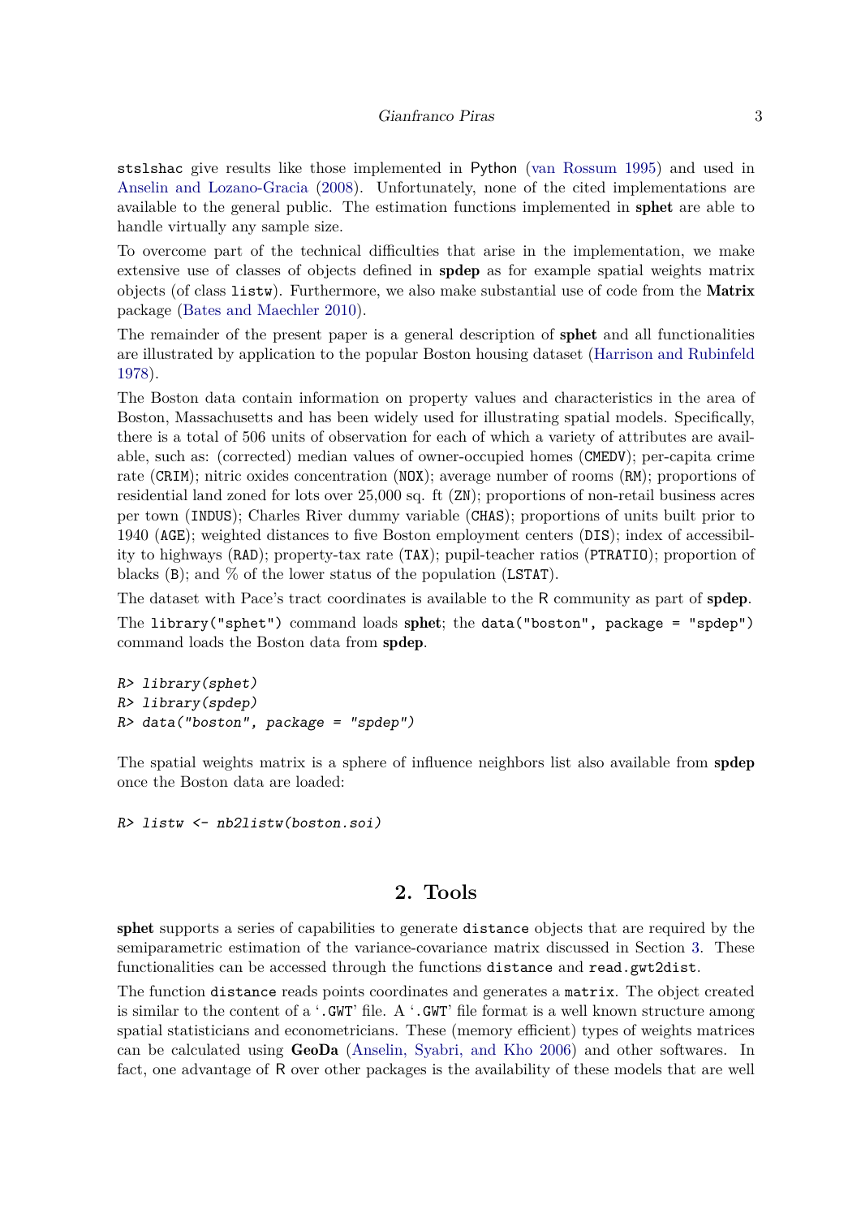`stslshac` give results like those implemented in Python (van Rossum 1995) and used in Anselin and Lozano-Gracia (2008). Unfortunately, none of the cited implementations are available to the general public. The estimation functions implemented in **sphet** are able to handle virtually any sample size.

To overcome part of the technical difficulties that arise in the implementation, we make extensive use of classes of objects defined in **spdep** as for example spatial weights matrix objects (of class `listw`). Furthermore, we also make substantial use of code from the **Matrix** package (Bates and Maechler 2010).

The remainder of the present paper is a general description of **sphet** and all functionalities are illustrated by application to the popular Boston housing dataset (Harrison and Rubinfeld 1978).

The Boston data contain information on property values and characteristics in the area of Boston, Massachusetts and has been widely used for illustrating spatial models. Specifically, there is a total of 506 units of observation for each of which a variety of attributes are available, such as: (corrected) median values of owner-occupied homes (`CMEDV`); per-capita crime rate (`CRIM`); nitric oxides concentration (`NOX`); average number of rooms (`RM`); proportions of residential land zoned for lots over 25,000 sq. ft (`ZN`); proportions of non-retail business acres per town (`INDUS`); Charles River dummy variable (`CHAS`); proportions of units built prior to 1940 (`AGE`); weighted distances to five Boston employment centers (`DIS`); index of accessibility to highways (`RAD`); property-tax rate (`TAX`); pupil-teacher ratios (`PTRATIO`); proportion of blacks (`B`); and % of the lower status of the population (`LSTAT`).

The dataset with Pace's tract coordinates is available to the R community as part of **spdep**.

The `library("sphet")` command loads **sphet**; the `data("boston", package = "spdep")` command loads the Boston data from **spdep**.

```
R> library(sphet)
R> library(spdep)
R> data("boston", package = "spdep")
```

The spatial weights matrix is a sphere of influence neighbors list also available from **spdep** once the Boston data are loaded:

```
R> listw <- nb2listw(boston.soi)
```

## 2. Tools

**sphet** supports a series of capabilities to generate `distance` objects that are required by the semiparametric estimation of the variance-covariance matrix discussed in Section 3. These functionalities can be accessed through the functions `distance` and `read.gwt2dist`.

The function `distance` reads points coordinates and generates a `matrix`. The object created is similar to the content of a '`.GWT`' file. A '`.GWT`' file format is a well known structure among spatial statisticians and econometricians. These (memory efficient) types of weights matrices can be calculated using **GeoDa** (Anselin, Syabri, and Kho 2006) and other softwares. In fact, one advantage of R over other packages is the availability of these models that are well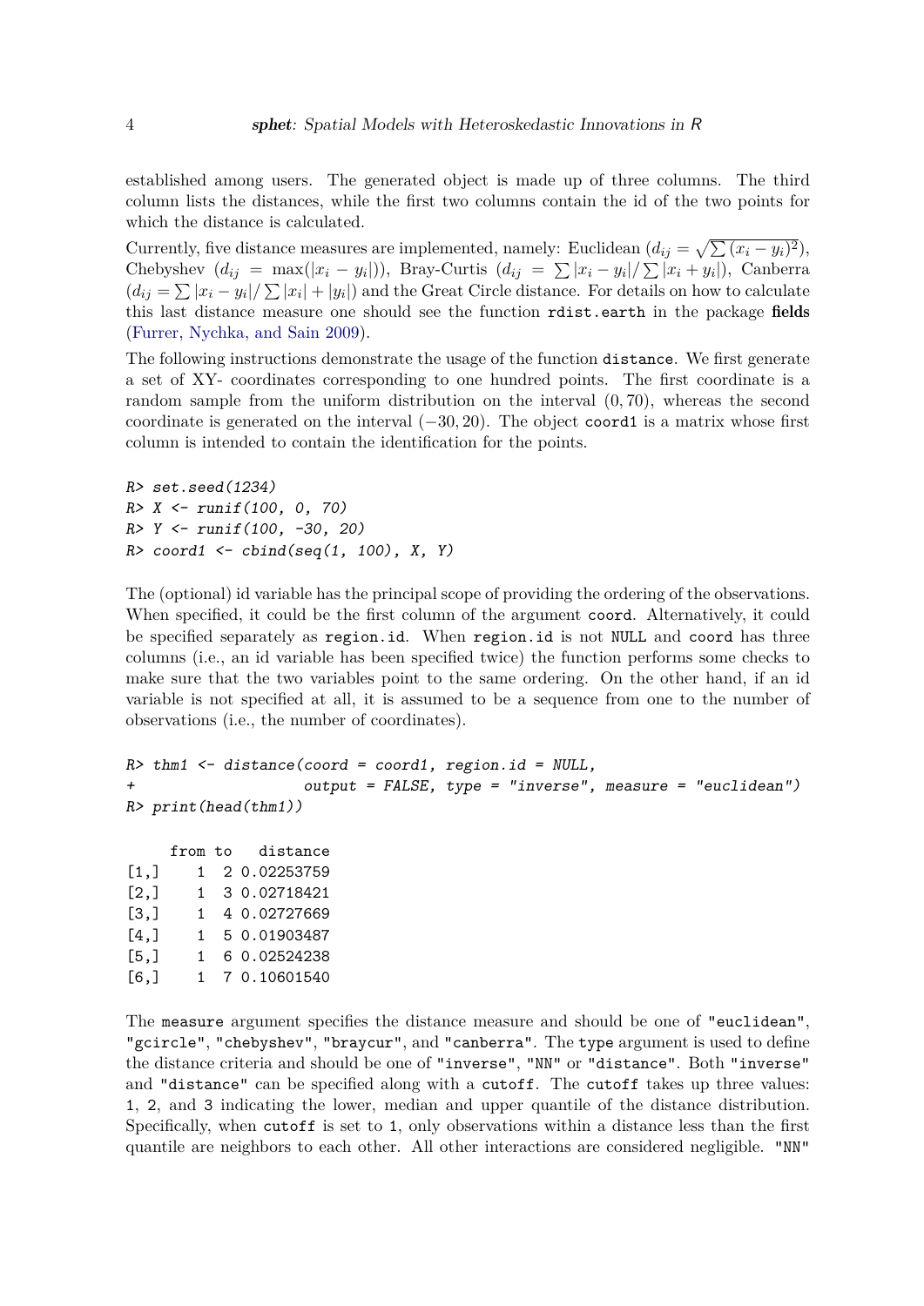established among users. The generated object is made up of three columns. The third column lists the distances, while the first two columns contain the id of the two points for which the distance is calculated.

Currently, five distance measures are implemented, namely: Euclidean ($d_{ij} = \sqrt{\sum (x_i - y_i)^2}$), Chebyshev ($d_{ij} = \max(|x_i - y_i|)$), Bray-Curtis ($d_{ij} = \sum |x_i - y_i| / \sum |x_i + y_i|$), Canberra ($d_{ij} = \sum |x_i - y_i| / \sum |x_i| + |y_i|$) and the Great Circle distance. For details on how to calculate this last distance measure one should see the function `rdist.earth` in the package **fields** (Furrer, Nychka, and Sain 2009).

The following instructions demonstrate the usage of the function `distance`. We first generate a set of XY- coordinates corresponding to one hundred points. The first coordinate is a random sample from the uniform distribution on the interval $(0, 70)$, whereas the second coordinate is generated on the interval $(-30, 20)$. The object `coord1` is a matrix whose first column is intended to contain the identification for the points.

```
R> set.seed(1234)
R> X <- runif(100, 0, 70)
R> Y <- runif(100, -30, 20)
R> coord1 <- cbind(seq(1, 100), X, Y)
```

The (optional) id variable has the principal scope of providing the ordering of the observations. When specified, it could be the first column of the argument `coord`. Alternatively, it could be specified separately as `region.id`. When `region.id` is not `NULL` and `coord` has three columns (i.e., an id variable has been specified twice) the function performs some checks to make sure that the two variables point to the same ordering. On the other hand, if an id variable is not specified at all, it is assumed to be a sequence from one to the number of observations (i.e., the number of coordinates).

```
R> thm1 <- distance(coord = coord1, region.id = NULL,
+                   output = FALSE, type = "inverse", measure = "euclidean")
R> print(head(thm1))

     from to   distance
[1,]    1  2 0.02253759
[2,]    1  3 0.02718421
[3,]    1  4 0.02727669
[4,]    1  5 0.01903487
[5,]    1  6 0.02524238
[6,]    1  7 0.10601540
```

The `measure` argument specifies the distance measure and should be one of `"euclidean"`, `"gcircle"`, `"chebyshev"`, `"braycur"`, and `"canberra"`. The `type` argument is used to define the distance criteria and should be one of `"inverse"`, `"NN"` or `"distance"`. Both `"inverse"` and `"distance"` can be specified along with a `cutoff`. The `cutoff` takes up three values: `1`, `2`, and `3` indicating the lower, median and upper quantile of the distance distribution. Specifically, when `cutoff` is set to `1`, only observations within a distance less than the first quantile are neighbors to each other. All other interactions are considered negligible. `"NN"`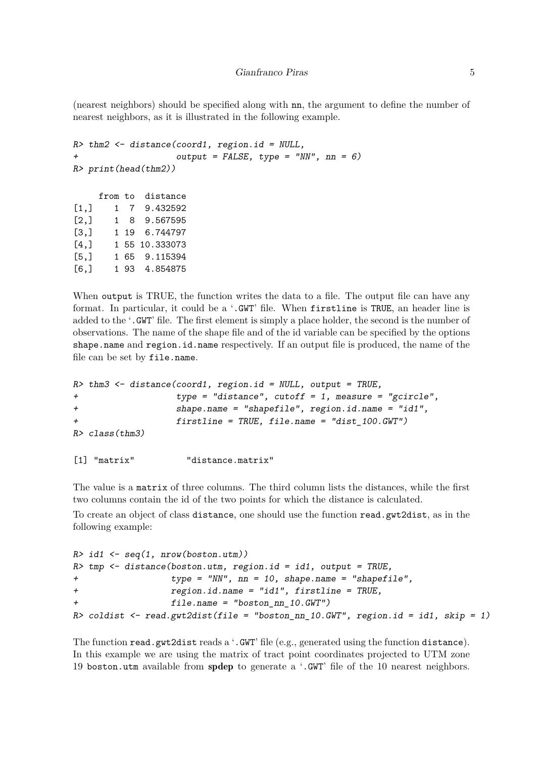(nearest neighbors) should be specified along with `nn`, the argument to define the number of nearest neighbors, as it is illustrated in the following example.

```
R> thm2 <- distance(coord1, region.id = NULL,
+                   output = FALSE, type = "NN", nn = 6)
R> print(head(thm2))
```

```
     from to  distance
[1,]    1  7  9.432592
[2,]    1  8  9.567595
[3,]    1 19  6.744797
[4,]    1 55 10.333073
[5,]    1 65  9.115394
[6,]    1 93  4.854875
```

When `output` is TRUE, the function writes the data to a file. The output file can have any format. In particular, it could be a '`.GWT`' file. When `firstline` is `TRUE`, an header line is added to the '`.GWT`' file. The first element is simply a place holder, the second is the number of observations. The name of the shape file and of the id variable can be specified by the options `shape.name` and `region.id.name` respectively. If an output file is produced, the name of the file can be set by `file.name`.

```
R> thm3 <- distance(coord1, region.id = NULL, output = TRUE,
+                   type = "distance", cutoff = 1, measure = "gcircle",
+                   shape.name = "shapefile", region.id.name = "id1",
+                   firstline = TRUE, file.name = "dist_100.GWT")
R> class(thm3)
```

```
[1] "matrix"          "distance.matrix"
```

The value is a `matrix` of three columns. The third column lists the distances, while the first two columns contain the id of the two points for which the distance is calculated.

To create an object of class `distance`, one should use the function `read.gwt2dist`, as in the following example:

```
R> id1 <- seq(1, nrow(boston.utm))
R> tmp <- distance(boston.utm, region.id = id1, output = TRUE,
+                  type = "NN", nn = 10, shape.name = "shapefile",
+                  region.id.name = "id1", firstline = TRUE,
+                  file.name = "boston_nn_10.GWT")
R> coldist <- read.gwt2dist(file = "boston_nn_10.GWT", region.id = id1, skip = 1)
```

The function `read.gwt2dist` reads a '`.GWT`' file (e.g., generated using the function `distance`). In this example we are using the matrix of tract point coordinates projected to UTM zone 19 `boston.utm` available from **spdep** to generate a '`.GWT`' file of the 10 nearest neighbors.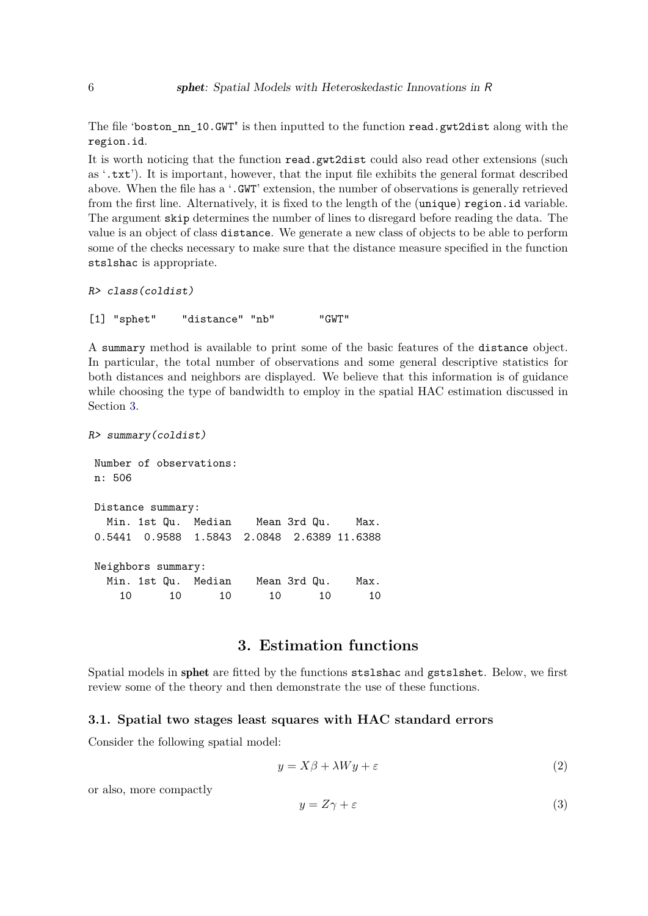The file 'boston_nn_10.GWT" is then inputted to the function `read.gwt2dist` along with the `region.id`.

It is worth noticing that the function `read.gwt2dist` could also read other extensions (such as '.txt'). It is important, however, that the input file exhibits the general format described above. When the file has a '.GWT' extension, the number of observations is generally retrieved from the first line. Alternatively, it is fixed to the length of the (`unique`) `region.id` variable. The argument `skip` determines the number of lines to disregard before reading the data. The value is an object of class `distance`. We generate a new class of objects to be able to perform some of the checks necessary to make sure that the distance measure specified in the function `stslshac` is appropriate.

```
R> class(coldist)

[1] "sphet"    "distance" "nb"       "GWT"
```

A `summary` method is available to print some of the basic features of the `distance` object. In particular, the total number of observations and some general descriptive statistics for both distances and neighbors are displayed. We believe that this information is of guidance while choosing the type of bandwidth to employ in the spatial HAC estimation discussed in Section 3.

```
R> summary(coldist)

 Number of observations:
 n: 506

 Distance summary:
   Min. 1st Qu.  Median    Mean 3rd Qu.    Max.
 0.5441  0.9588  1.5843  2.0848  2.6389 11.6388

 Neighbors summary:
   Min. 1st Qu.  Median    Mean 3rd Qu.    Max.
     10      10      10      10      10      10
```

## 3. Estimation functions

Spatial models in **sphet** are fitted by the functions `stslshac` and `gstslshet`. Below, we first review some of the theory and then demonstrate the use of these functions.

### 3.1. Spatial two stages least squares with HAC standard errors

Consider the following spatial model:

$$y = X\beta + \lambda Wy + \varepsilon \tag{2}$$

or also, more compactly

$$y = Z\gamma + \varepsilon \tag{3}$$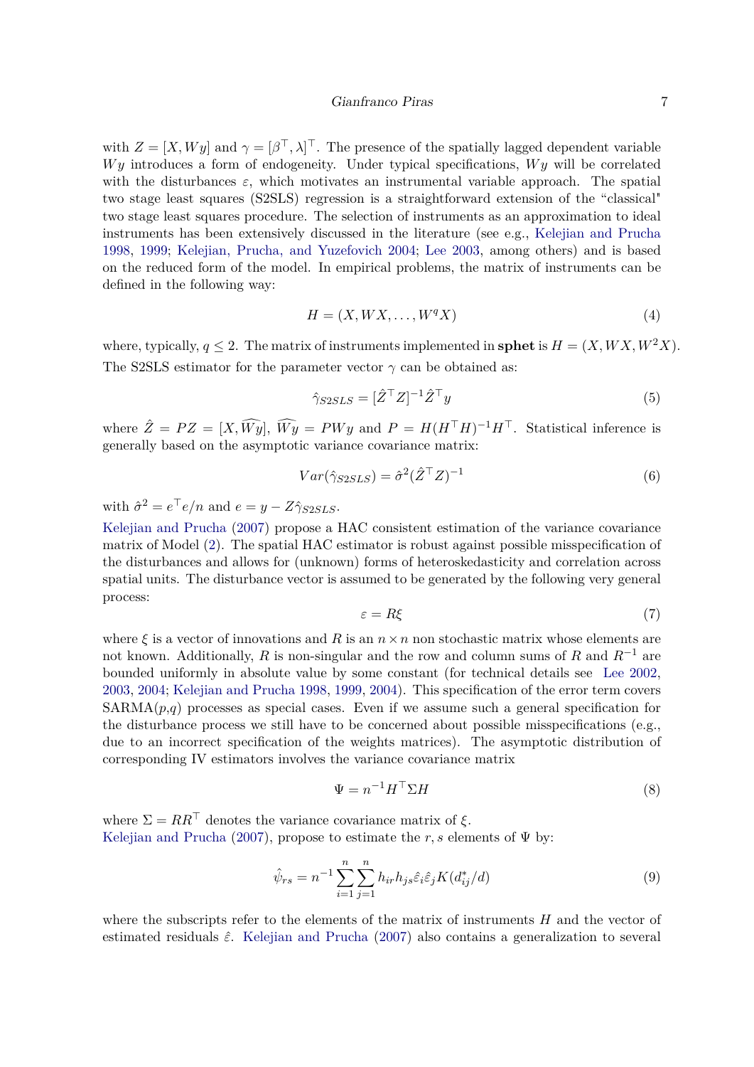with $Z = [X, Wy]$ and $\gamma = [\beta^\top, \lambda]^\top$. The presence of the spatially lagged dependent variable $Wy$ introduces a form of endogeneity. Under typical specifications, $Wy$ will be correlated with the disturbances $\varepsilon$, which motivates an instrumental variable approach. The spatial two stage least squares (S2SLS) regression is a straightforward extension of the "classical" two stage least squares procedure. The selection of instruments as an approximation to ideal instruments has been extensively discussed in the literature (see e.g., Kelejian and Prucha 1998, 1999; Kelejian, Prucha, and Yuzefovich 2004; Lee 2003, among others) and is based on the reduced form of the model. In empirical problems, the matrix of instruments can be defined in the following way:

$$H = (X, WX, \dots, W^q X) \tag{4}$$

where, typically, $q \leq 2$. The matrix of instruments implemented in **sphet** is $H = (X, WX, W^2X)$. The S2SLS estimator for the parameter vector $\gamma$ can be obtained as:

$$\hat{\gamma}_{S2SLS} = [\hat{Z}^\top Z]^{-1} \hat{Z}^\top y \tag{5}$$

where $\hat{Z} = PZ = [X, \widehat{Wy}]$, $\widehat{Wy} = PWy$ and $P = H(H^\top H)^{-1} H^\top$. Statistical inference is generally based on the asymptotic variance covariance matrix:

$$Var(\hat{\gamma}_{S2SLS}) = \hat{\sigma}^2 (\hat{Z}^\top Z)^{-1} \tag{6}$$

with $\hat{\sigma}^2 = e^\top e / n$ and $e = y - Z\hat{\gamma}_{S2SLS}$.

Kelejian and Prucha (2007) propose a HAC consistent estimation of the variance covariance matrix of Model (2). The spatial HAC estimator is robust against possible misspecification of the disturbances and allows for (unknown) forms of heteroskedasticity and correlation across spatial units. The disturbance vector is assumed to be generated by the following very general process:

$$\varepsilon = R\xi \tag{7}$$

where $\xi$ is a vector of innovations and $R$ is an $n \times n$ non stochastic matrix whose elements are not known. Additionally, $R$ is non-singular and the row and column sums of $R$ and $R^{-1}$ are bounded uniformly in absolute value by some constant (for technical details see Lee 2002, 2003, 2004; Kelejian and Prucha 1998, 1999, 2004). This specification of the error term covers SARMA($p$,$q$) processes as special cases. Even if we assume such a general specification for the disturbance process we still have to be concerned about possible misspecifications (e.g., due to an incorrect specification of the weights matrices). The asymptotic distribution of corresponding IV estimators involves the variance covariance matrix

$$\Psi = n^{-1} H^\top \Sigma H \tag{8}$$

where $\Sigma = RR^\top$ denotes the variance covariance matrix of $\xi$.

Kelejian and Prucha (2007), propose to estimate the $r, s$ elements of $\Psi$ by:

$$\hat{\psi}_{rs} = n^{-1} \sum_{i=1}^{n} \sum_{j=1}^{n} h_{ir} h_{js} \hat{\varepsilon}_i \hat{\varepsilon}_j K(d_{ij}^*/d) \tag{9}$$

where the subscripts refer to the elements of the matrix of instruments $H$ and the vector of estimated residuals $\hat{\varepsilon}$. Kelejian and Prucha (2007) also contains a generalization to several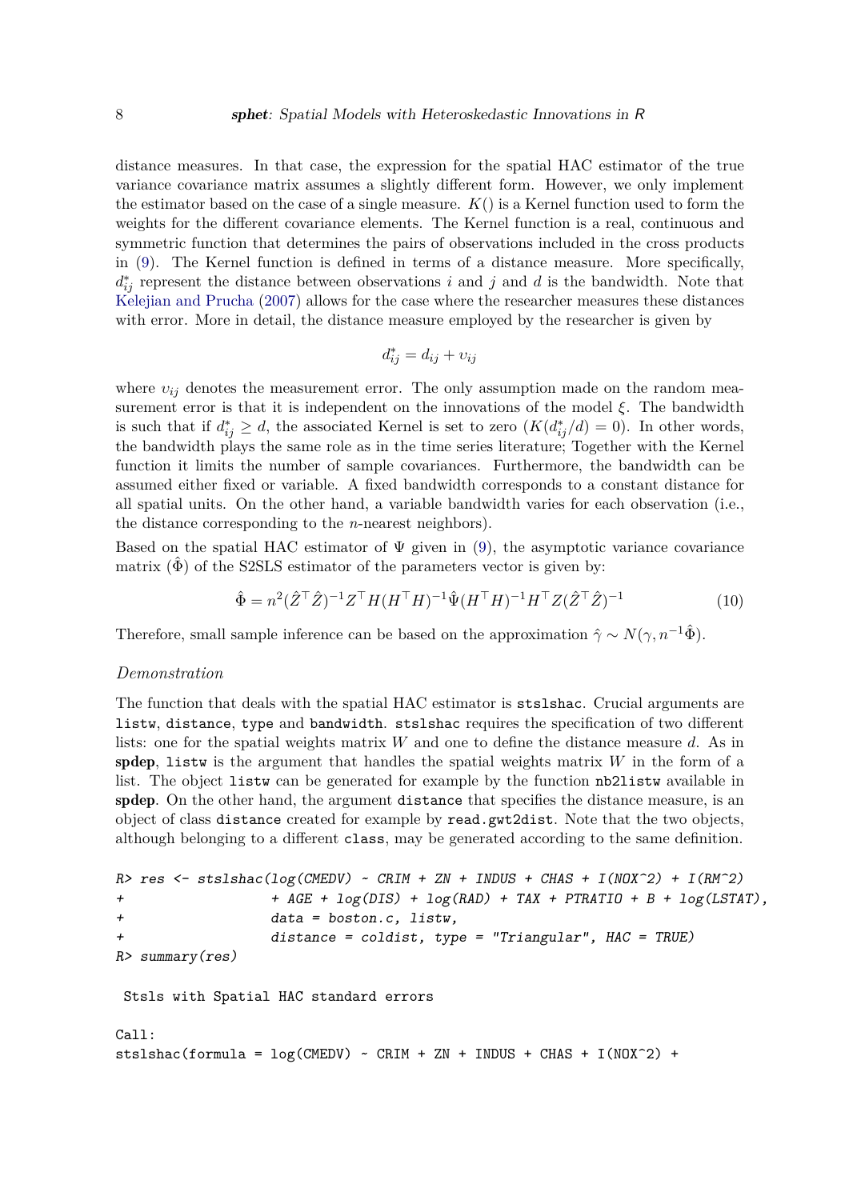distance measures. In that case, the expression for the spatial HAC estimator of the true variance covariance matrix assumes a slightly different form. However, we only implement the estimator based on the case of a single measure. $K()$ is a Kernel function used to form the weights for the different covariance elements. The Kernel function is a real, continuous and symmetric function that determines the pairs of observations included in the cross products in (9). The Kernel function is defined in terms of a distance measure. More specifically, $d^*_{ij}$ represent the distance between observations $i$ and $j$ and $d$ is the bandwidth. Note that Kelejian and Prucha (2007) allows for the case where the researcher measures these distances with error. More in detail, the distance measure employed by the researcher is given by

$$d^*_{ij} = d_{ij} + \upsilon_{ij}$$

where $\upsilon_{ij}$ denotes the measurement error. The only assumption made on the random measurement error is that it is independent on the innovations of the model $\xi$. The bandwidth is such that if $d^*_{ij} \geq d$, the associated Kernel is set to zero ($K(d^*_{ij}/d) = 0$). In other words, the bandwidth plays the same role as in the time series literature; Together with the Kernel function it limits the number of sample covariances. Furthermore, the bandwidth can be assumed either fixed or variable. A fixed bandwidth corresponds to a constant distance for all spatial units. On the other hand, a variable bandwidth varies for each observation (i.e., the distance corresponding to the $n$-nearest neighbors).

Based on the spatial HAC estimator of $\Psi$ given in (9), the asymptotic variance covariance matrix ($\hat{\Phi}$) of the S2SLS estimator of the parameters vector is given by:

$$\hat{\Phi} = n^2 (\hat{Z}^\top \hat{Z})^{-1} Z^\top H (H^\top H)^{-1} \hat{\Psi} (H^\top H)^{-1} H^\top Z (\hat{Z}^\top \hat{Z})^{-1} \tag{10}$$

Therefore, small sample inference can be based on the approximation $\hat{\gamma} \sim N(\gamma, n^{-1}\hat{\Phi})$.

*Demonstration*

The function that deals with the spatial HAC estimator is `stslshac`. Crucial arguments are `listw`, `distance`, `type` and `bandwidth`. `stslshac` requires the specification of two different lists: one for the spatial weights matrix $W$ and one to define the distance measure $d$. As in **spdep**, `listw` is the argument that handles the spatial weights matrix $W$ in the form of a list. The object `listw` can be generated for example by the function `nb2listw` available in **spdep**. On the other hand, the argument `distance` that specifies the distance measure, is an object of class `distance` created for example by `read.gwt2dist`. Note that the two objects, although belonging to a different `class`, may be generated according to the same definition.

```
R> res <- stslshac(log(CMEDV) ~ CRIM + ZN + INDUS + CHAS + I(NOX^2) + I(RM^2)
+                  + AGE + log(DIS) + log(RAD) + TAX + PTRATIO + B + log(LSTAT),
+                  data = boston.c, listw,
+                  distance = coldist, type = "Triangular", HAC = TRUE)
R> summary(res)

 Stsls with Spatial HAC standard errors

Call:
stslshac(formula = log(CMEDV) ~ CRIM + ZN + INDUS + CHAS + I(NOX^2) +
```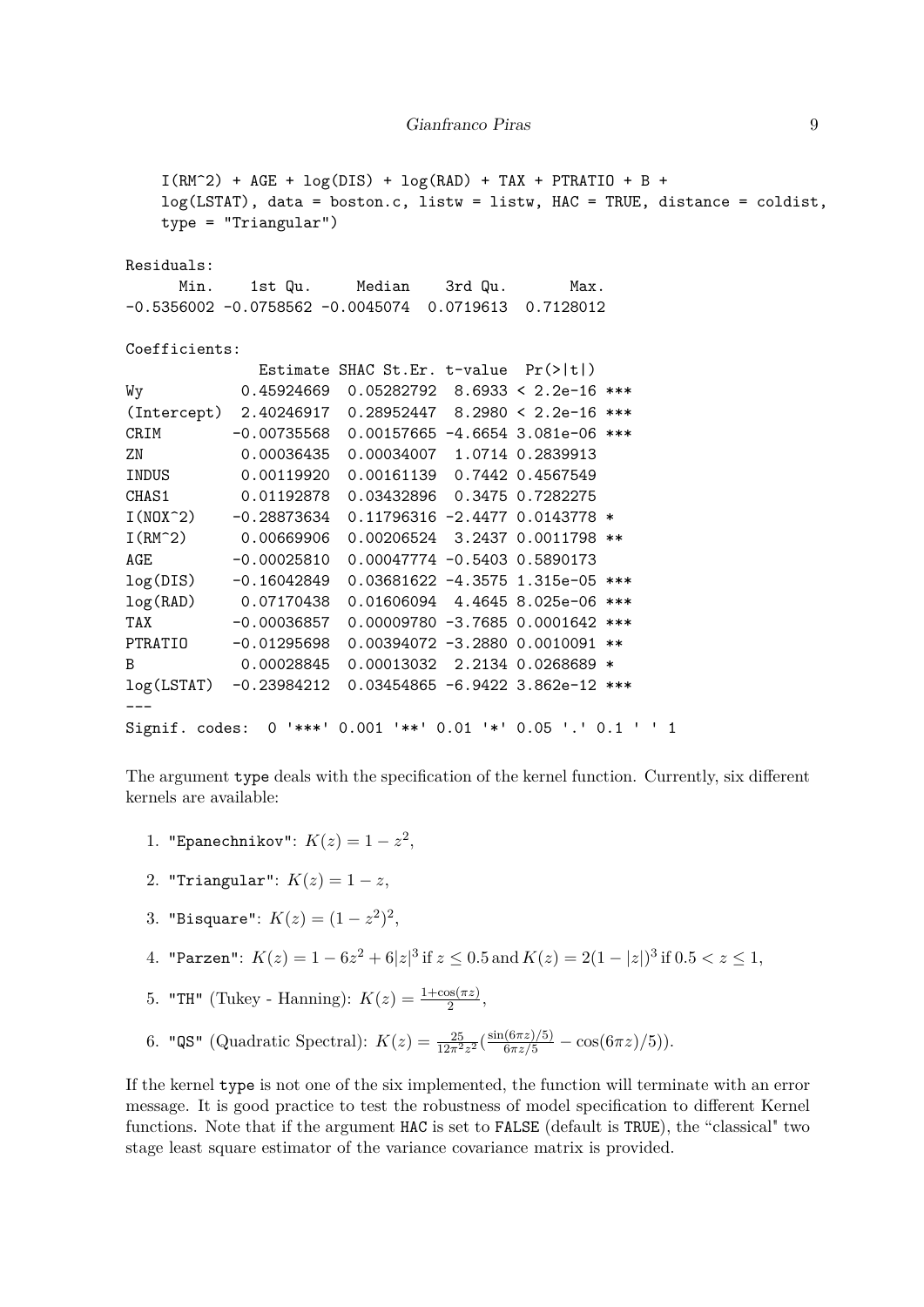```
    I(RM^2) + AGE + log(DIS) + log(RAD) + TAX + PTRATIO + B +
    log(LSTAT), data = boston.c, listw = listw, HAC = TRUE, distance = coldist,
    type = "Triangular")

Residuals:
      Min.    1st Qu.     Median    3rd Qu.       Max.
-0.5356002 -0.0758562 -0.0045074  0.0719613  0.7128012

Coefficients:
              Estimate SHAC St.Er. t-value  Pr(>|t|)
Wy          0.45924669  0.05282792  8.6933 < 2.2e-16 ***
(Intercept)  2.40246917  0.28952447  8.2980 < 2.2e-16 ***
CRIM        -0.00735568  0.00157665 -4.6654 3.081e-06 ***
ZN           0.00036435  0.00034007  1.0714 0.2839913
INDUS        0.00119920  0.00161139  0.7442 0.4567549
CHAS1        0.01192878  0.03432896  0.3475 0.7282275
I(NOX^2)    -0.28873634  0.11796316 -2.4477 0.0143778 *
I(RM^2)      0.00669906  0.00206524  3.2437 0.0011798 **
AGE         -0.00025810  0.00047774 -0.5403 0.5890173
log(DIS)    -0.16042849  0.03681622 -4.3575 1.315e-05 ***
log(RAD)     0.07170438  0.01606094  4.4645 8.025e-06 ***
TAX         -0.00036857  0.00009780 -3.7685 0.0001642 ***
PTRATIO     -0.01295698  0.00394072 -3.2880 0.0010091 **
B            0.00028845  0.00013032  2.2134 0.0268689 *
log(LSTAT)  -0.23984212  0.03454865 -6.9422 3.862e-12 ***
---
Signif. codes:  0 '***' 0.001 '**' 0.01 '*' 0.05 '.' 0.1 ' ' 1
```

The argument `type` deals with the specification of the kernel function. Currently, six different kernels are available:

1. `"Epanechnikov"`: $K(z) = 1 - z^2$,
2. `"Triangular"`: $K(z) = 1 - z$,
3. `"Bisquare"`: $K(z) = (1 - z^2)^2$,
4. `"Parzen"`: $K(z) = 1 - 6z^2 + 6|z|^3$ if $z \leq 0.5$ and $K(z) = 2(1 - |z|)^3$ if $0.5 < z \leq 1$,
5. `"TH"` (Tukey - Hanning): $K(z) = \frac{1+\cos(\pi z)}{2}$,
6. `"QS"` (Quadratic Spectral): $K(z) = \frac{25}{12\pi^2 z^2}(\frac{\sin(6\pi z)/5)}{6\pi z/5} - \cos(6\pi z)/5))$.

If the kernel `type` is not one of the six implemented, the function will terminate with an error message. It is good practice to test the robustness of model specification to different Kernel functions. Note that if the argument `HAC` is set to `FALSE` (default is `TRUE`), the "classical" two stage least square estimator of the variance covariance matrix is provided.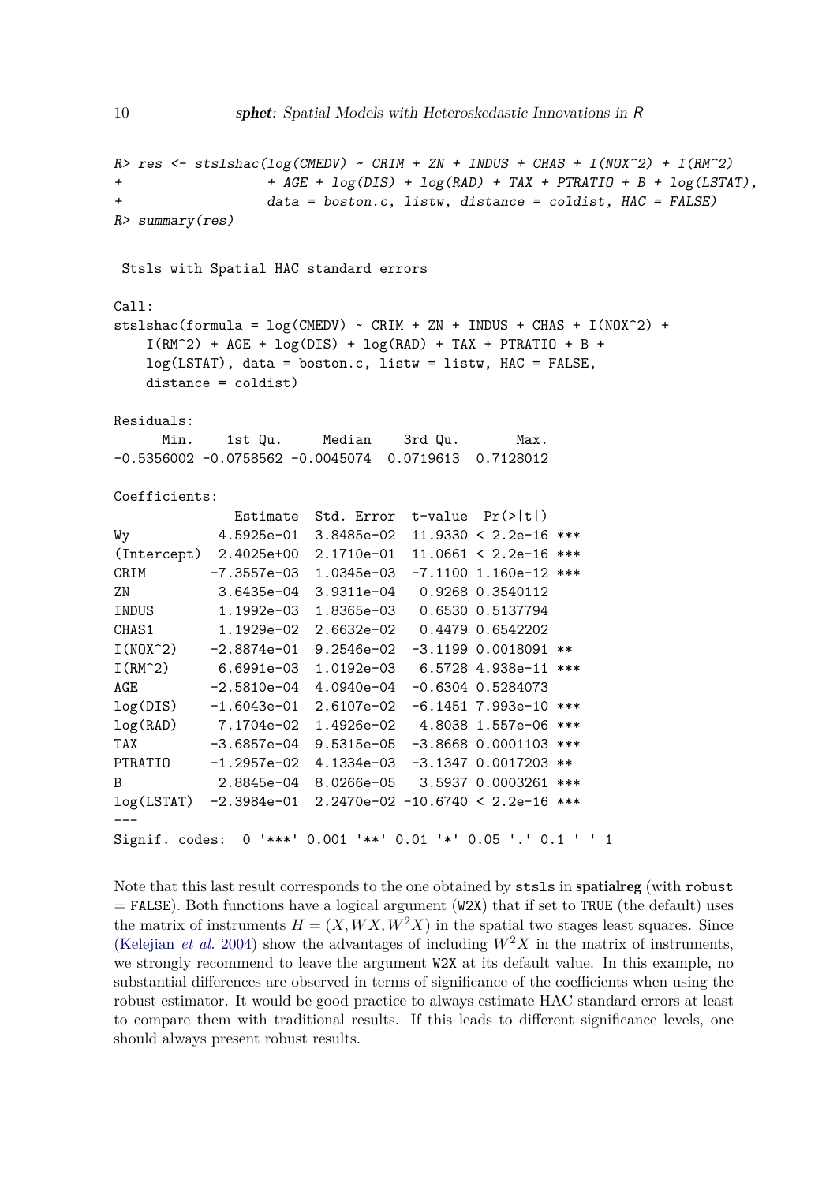```
R> res <- stslshac(log(CMEDV) ~ CRIM + ZN + INDUS + CHAS + I(NOX^2) + I(RM^2)
+                  + AGE + log(DIS) + log(RAD) + TAX + PTRATIO + B + log(LSTAT),
+                  data = boston.c, listw, distance = coldist, HAC = FALSE)
R> summary(res)

 Stsls with Spatial HAC standard errors

Call:
stslshac(formula = log(CMEDV) ~ CRIM + ZN + INDUS + CHAS + I(NOX^2) +
    I(RM^2) + AGE + log(DIS) + log(RAD) + TAX + PTRATIO + B +
    log(LSTAT), data = boston.c, listw = listw, HAC = FALSE,
    distance = coldist)

Residuals:
      Min.    1st Qu.     Median    3rd Qu.       Max.
-0.5356002 -0.0758562 -0.0045074  0.0719613  0.7128012

Coefficients:
               Estimate  Std. Error  t-value  Pr(>|t|)
Wy           4.5925e-01  3.8485e-02  11.9330 < 2.2e-16 ***
(Intercept)  2.4025e+00  2.1710e-01  11.0661 < 2.2e-16 ***
CRIM        -7.3557e-03  1.0345e-03  -7.1100 1.160e-12 ***
ZN           3.6435e-04  3.9311e-04   0.9268 0.3540112
INDUS        1.1992e-03  1.8365e-03   0.6530 0.5137794
CHAS1        1.1929e-02  2.6632e-02   0.4479 0.6542202
I(NOX^2)    -2.8874e-01  9.2546e-02  -3.1199 0.0018091 **
I(RM^2)      6.6991e-03  1.0192e-03   6.5728 4.938e-11 ***
AGE         -2.5810e-04  4.0940e-04  -0.6304 0.5284073
log(DIS)    -1.6043e-01  2.6107e-02  -6.1451 7.993e-10 ***
log(RAD)     7.1704e-02  1.4926e-02   4.8038 1.557e-06 ***
TAX         -3.6857e-04  9.5315e-05  -3.8668 0.0001103 ***
PTRATIO     -1.2957e-02  4.1334e-03  -3.1347 0.0017203 **
B            2.8845e-04  8.0266e-05   3.5937 0.0003261 ***
log(LSTAT)  -2.3984e-01  2.2470e-02 -10.6740 < 2.2e-16 ***
---
Signif. codes:  0 '***' 0.001 '**' 0.01 '*' 0.05 '.' 0.1 ' ' 1
```

Note that this last result corresponds to the one obtained by `stsls` in **spatialreg** (with `robust = FALSE`). Both functions have a logical argument (`W2X`) that if set to `TRUE` (the default) uses the matrix of instruments $H = (X, WX, W^2X)$ in the spatial two stages least squares. Since (Kelejian *et al.* 2004) show the advantages of including $W^2X$ in the matrix of instruments, we strongly recommend to leave the argument `W2X` at its default value. In this example, no substantial differences are observed in terms of significance of the coefficients when using the robust estimator. It would be good practice to always estimate HAC standard errors at least to compare them with traditional results. If this leads to different significance levels, one should always present robust results.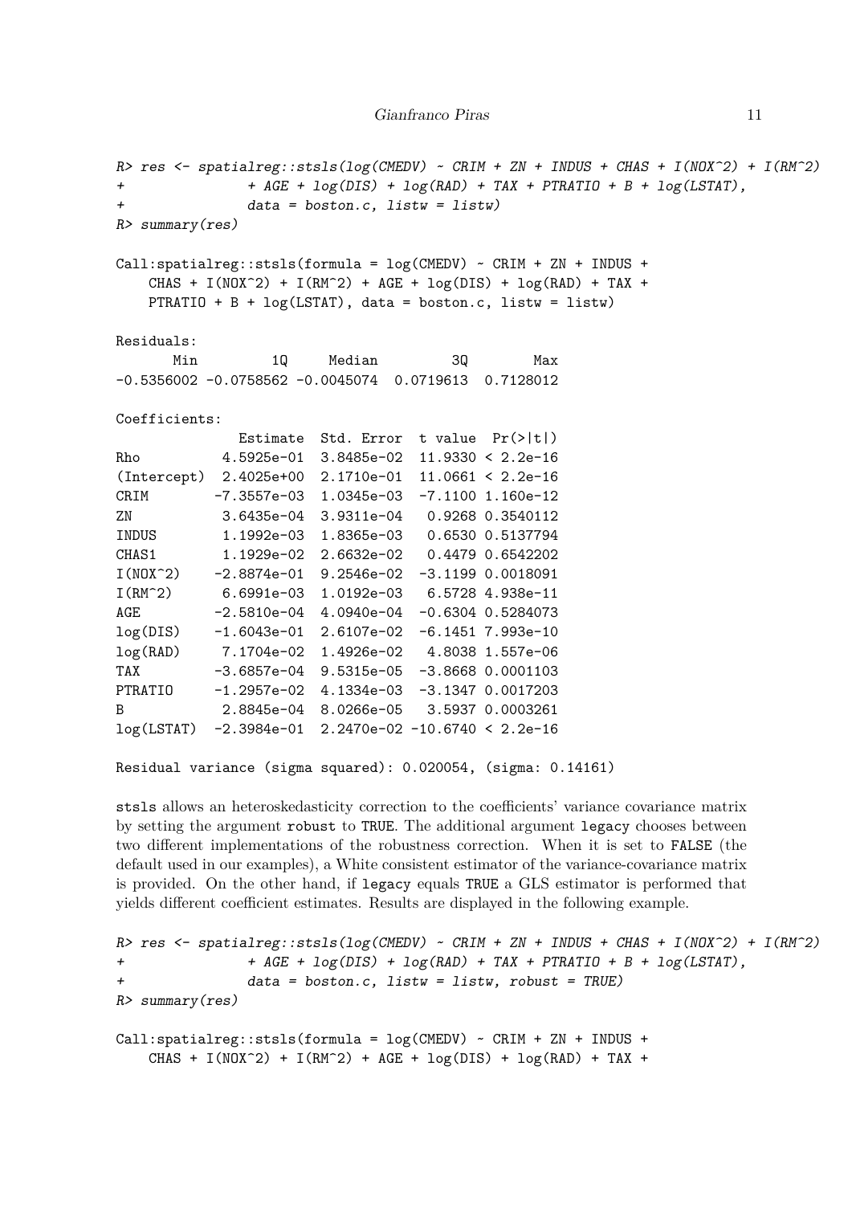```
R> res <- spatialreg::stsls(log(CMEDV) ~ CRIM + ZN + INDUS + CHAS + I(NOX^2) + I(RM^2)
+               + AGE + log(DIS) + log(RAD) + TAX + PTRATIO + B + log(LSTAT),
+               data = boston.c, listw = listw)
R> summary(res)

Call:spatialreg::stsls(formula = log(CMEDV) ~ CRIM + ZN + INDUS +
    CHAS + I(NOX^2) + I(RM^2) + AGE + log(DIS) + log(RAD) + TAX +
    PTRATIO + B + log(LSTAT), data = boston.c, listw = listw)

Residuals:
       Min         1Q     Median         3Q        Max
-0.5356002 -0.0758562 -0.0045074  0.0719613  0.7128012

Coefficients:
               Estimate  Std. Error  t value  Pr(>|t|)
Rho          4.5925e-01  3.8485e-02  11.9330 < 2.2e-16
(Intercept)  2.4025e+00  2.1710e-01  11.0661 < 2.2e-16
CRIM        -7.3557e-03  1.0345e-03  -7.1100 1.160e-12
ZN           3.6435e-04  3.9311e-04   0.9268 0.3540112
INDUS        1.1992e-03  1.8365e-03   0.6530 0.5137794
CHAS1        1.1929e-02  2.6632e-02   0.4479 0.6542202
I(NOX^2)    -2.8874e-01  9.2546e-02  -3.1199 0.0018091
I(RM^2)      6.6991e-03  1.0192e-03   6.5728 4.938e-11
AGE         -2.5810e-04  4.0940e-04  -0.6304 0.5284073
log(DIS)    -1.6043e-01  2.6107e-02  -6.1451 7.993e-10
log(RAD)     7.1704e-02  1.4926e-02   4.8038 1.557e-06
TAX         -3.6857e-04  9.5315e-05  -3.8668 0.0001103
PTRATIO     -1.2957e-02  4.1334e-03  -3.1347 0.0017203
B            2.8845e-04  8.0266e-05   3.5937 0.0003261
log(LSTAT)  -2.3984e-01  2.2470e-02 -10.6740 < 2.2e-16

Residual variance (sigma squared): 0.020054, (sigma: 0.14161)
```

stsls allows an heteroskedasticity correction to the coefficients' variance covariance matrix by setting the argument robust to TRUE. The additional argument legacy chooses between two different implementations of the robustness correction. When it is set to FALSE (the default used in our examples), a White consistent estimator of the variance-covariance matrix is provided. On the other hand, if legacy equals TRUE a GLS estimator is performed that yields different coefficient estimates. Results are displayed in the following example.

```
R> res <- spatialreg::stsls(log(CMEDV) ~ CRIM + ZN + INDUS + CHAS + I(NOX^2) + I(RM^2)
+               + AGE + log(DIS) + log(RAD) + TAX + PTRATIO + B + log(LSTAT),
+               data = boston.c, listw = listw, robust = TRUE)
R> summary(res)

Call:spatialreg::stsls(formula = log(CMEDV) ~ CRIM + ZN + INDUS +
    CHAS + I(NOX^2) + I(RM^2) + AGE + log(DIS) + log(RAD) + TAX +
```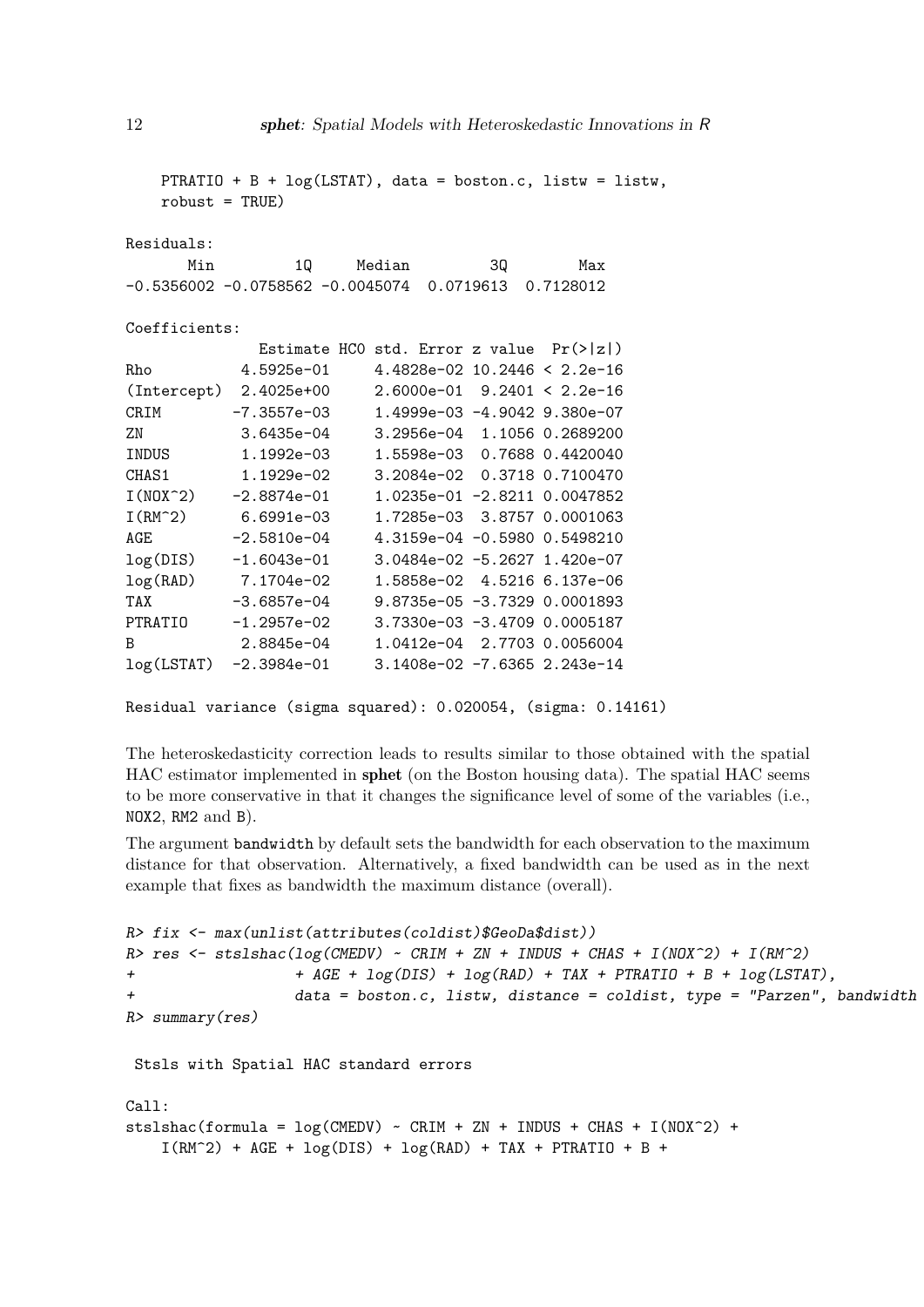```
    PTRATIO + B + log(LSTAT), data = boston.c, listw = listw,
    robust = TRUE)

Residuals:
       Min         1Q     Median         3Q        Max
-0.5356002 -0.0758562 -0.0045074  0.0719613  0.7128012

Coefficients:
              Estimate HC0 std. Error z value  Pr(>|z|)
Rho          4.5925e-01     4.4828e-02 10.2446 < 2.2e-16
(Intercept)  2.4025e+00     2.6000e-01  9.2401 < 2.2e-16
CRIM        -7.3557e-03     1.4999e-03 -4.9042 9.380e-07
ZN           3.6435e-04     3.2956e-04  1.1056 0.2689200
INDUS        1.1992e-03     1.5598e-03  0.7688 0.4420040
CHAS1        1.1929e-02     3.2084e-02  0.3718 0.7100470
I(NOX^2)    -2.8874e-01     1.0235e-01 -2.8211 0.0047852
I(RM^2)      6.6991e-03     1.7285e-03  3.8757 0.0001063
AGE         -2.5810e-04     4.3159e-04 -0.5980 0.5498210
log(DIS)    -1.6043e-01     3.0484e-02 -5.2627 1.420e-07
log(RAD)     7.1704e-02     1.5858e-02  4.5216 6.137e-06
TAX         -3.6857e-04     9.8735e-05 -3.7329 0.0001893
PTRATIO     -1.2957e-02     3.7330e-03 -3.4709 0.0005187
B            2.8845e-04     1.0412e-04  2.7703 0.0056004
log(LSTAT)  -2.3984e-01     3.1408e-02 -7.6365 2.243e-14

Residual variance (sigma squared): 0.020054, (sigma: 0.14161)
```

The heteroskedasticity correction leads to results similar to those obtained with the spatial HAC estimator implemented in **sphet** (on the Boston housing data). The spatial HAC seems to be more conservative in that it changes the significance level of some of the variables (i.e., `NOX2`, `RM2` and `B`).

The argument `bandwidth` by default sets the bandwidth for each observation to the maximum distance for that observation. Alternatively, a fixed bandwidth can be used as in the next example that fixes as bandwidth the maximum distance (overall).

```
R> fix <- max(unlist(attributes(coldist)$GeoDa$dist))
R> res <- stslshac(log(CMEDV) ~ CRIM + ZN + INDUS + CHAS + I(NOX^2) + I(RM^2)
+                  + AGE + log(DIS) + log(RAD) + TAX + PTRATIO + B + log(LSTAT),
+                  data = boston.c, listw, distance = coldist, type = "Parzen", bandwidth
R> summary(res)

 Stsls with Spatial HAC standard errors

Call:
stslshac(formula = log(CMEDV) ~ CRIM + ZN + INDUS + CHAS + I(NOX^2) +
    I(RM^2) + AGE + log(DIS) + log(RAD) + TAX + PTRATIO + B +
```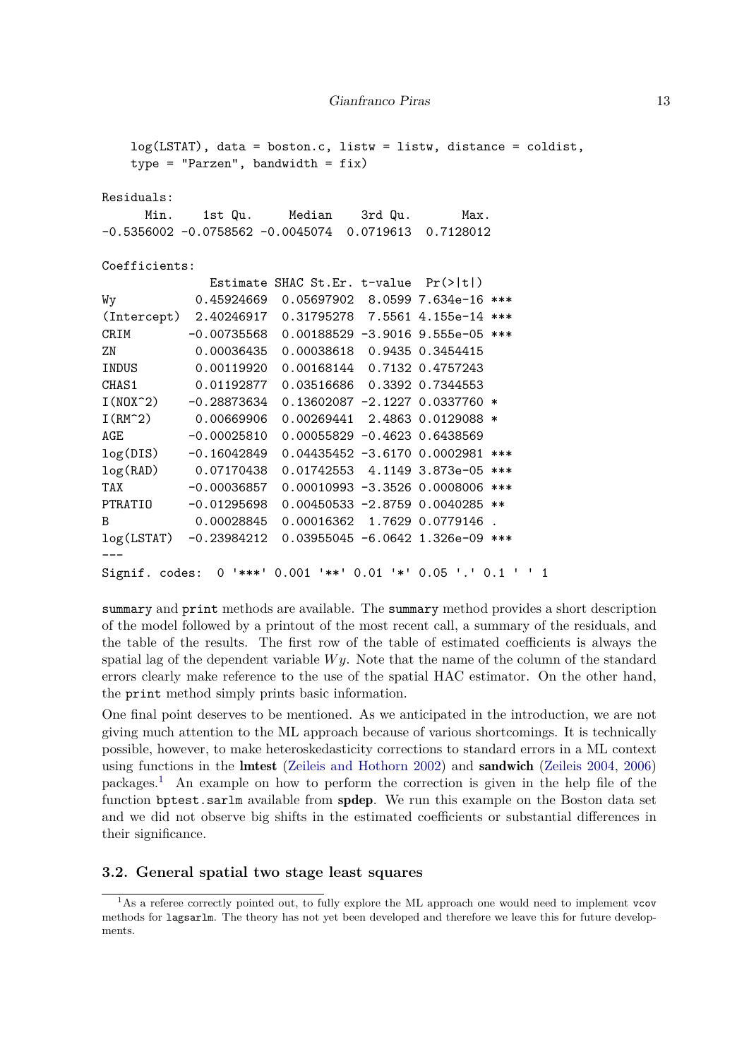```
    log(LSTAT), data = boston.c, listw = listw, distance = coldist,
    type = "Parzen", bandwidth = fix)

Residuals:
      Min.    1st Qu.     Median    3rd Qu.       Max.
-0.5356002 -0.0758562 -0.0045074  0.0719613  0.7128012

Coefficients:
              Estimate SHAC St.Er. t-value  Pr(>|t|)    
Wy           0.45924669  0.05697902  8.0599 7.634e-16 ***
(Intercept)  2.40246917  0.31795278  7.5561 4.155e-14 ***
CRIM        -0.00735568  0.00188529 -3.9016 9.555e-05 ***
ZN           0.00036435  0.00038618  0.9435 0.3454415    
INDUS        0.00119920  0.00168144  0.7132 0.4757243    
CHAS1        0.01192877  0.03516686  0.3392 0.7344553    
I(NOX^2)    -0.28873634  0.13602087 -2.1227 0.0337760 *  
I(RM^2)      0.00669906  0.00269441  2.4863 0.0129088 *  
AGE         -0.00025810  0.00055829 -0.4623 0.6438569    
log(DIS)    -0.16042849  0.04435452 -3.6170 0.0002981 ***
log(RAD)     0.07170438  0.01742553  4.1149 3.873e-05 ***
TAX         -0.00036857  0.00010993 -3.3526 0.0008006 ***
PTRATIO     -0.01295698  0.00450533 -2.8759 0.0040285 ** 
B            0.00028845  0.00016362  1.7629 0.0779146 .  
log(LSTAT)  -0.23984212  0.03955045 -6.0642 1.326e-09 ***
---
Signif. codes:  0 '***' 0.001 '**' 0.01 '*' 0.05 '.' 0.1 ' ' 1
```

`summary` and `print` methods are available. The `summary` method provides a short description of the model followed by a printout of the most recent call, a summary of the residuals, and the table of the results. The first row of the table of estimated coefficients is always the spatial lag of the dependent variable $Wy$. Note that the name of the column of the standard errors clearly make reference to the use of the spatial HAC estimator. On the other hand, the `print` method simply prints basic information.

One final point deserves to be mentioned. As we anticipated in the introduction, we are not giving much attention to the ML approach because of various shortcomings. It is technically possible, however, to make heteroskedasticity corrections to standard errors in a ML context using functions in the **lmtest** (Zeileis and Hothorn 2002) and **sandwich** (Zeileis 2004, 2006) packages.[1] An example on how to perform the correction is given in the help file of the function `bptest.sarlm` available from **spdep**. We run this example on the Boston data set and we did not observe big shifts in the estimated coefficients or substantial differences in their significance.

### 3.2. General spatial two stage least squares

[1] As a referee correctly pointed out, to fully explore the ML approach one would need to implement `vcov` methods for `lagsarlm`. The theory has not yet been developed and therefore we leave this for future developments.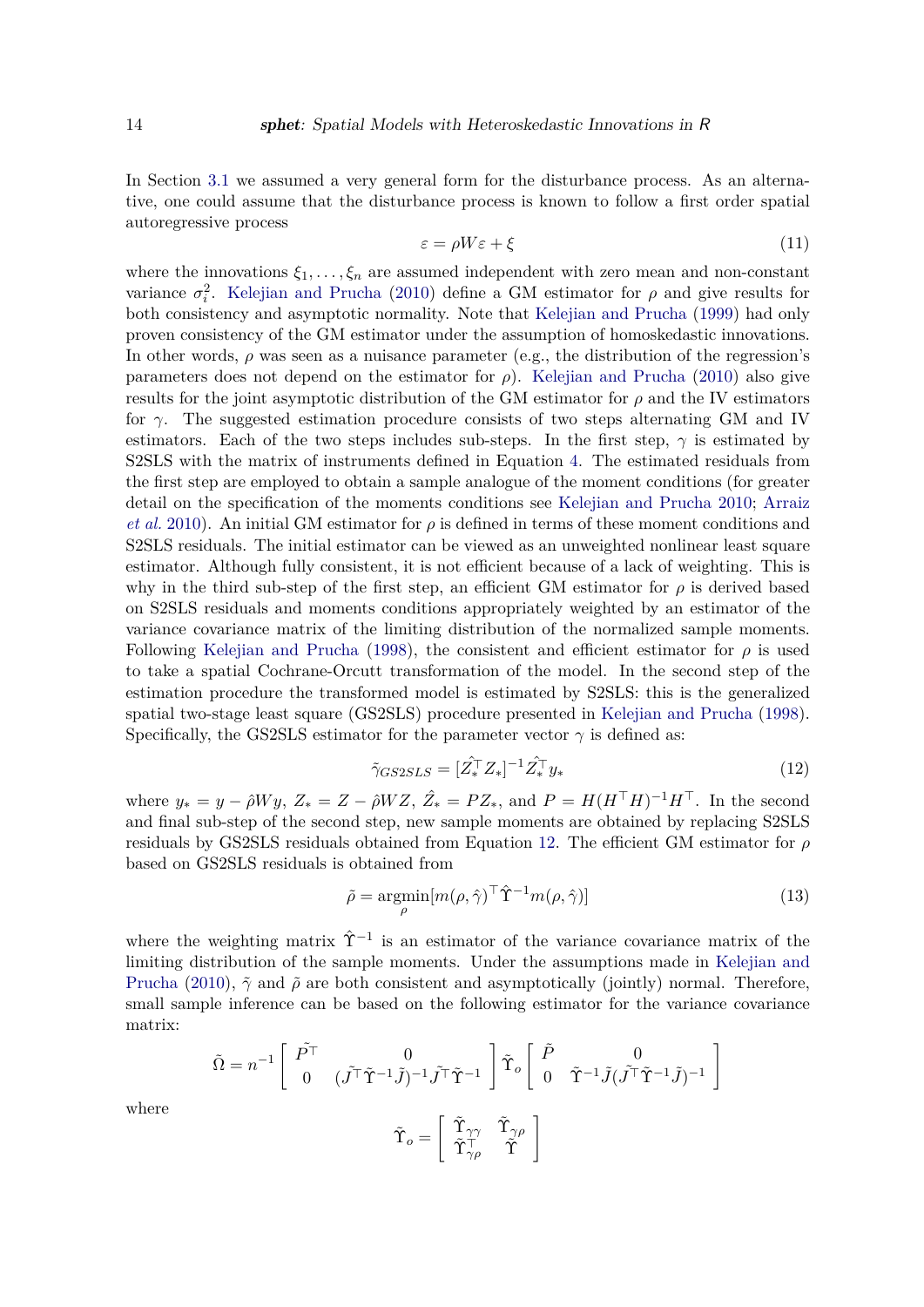In Section 3.1 we assumed a very general form for the disturbance process. As an alternative, one could assume that the disturbance process is known to follow a first order spatial autoregressive process

$$\varepsilon = \rho W \varepsilon + \xi \tag{11}$$

where the innovations $\xi_1, \ldots, \xi_n$ are assumed independent with zero mean and non-constant variance $\sigma_i^2$. Kelejian and Prucha (2010) define a GM estimator for $\rho$ and give results for both consistency and asymptotic normality. Note that Kelejian and Prucha (1999) had only proven consistency of the GM estimator under the assumption of homoskedastic innovations. In other words, $\rho$ was seen as a nuisance parameter (e.g., the distribution of the regression's parameters does not depend on the estimator for $\rho$). Kelejian and Prucha (2010) also give results for the joint asymptotic distribution of the GM estimator for $\rho$ and the IV estimators for $\gamma$. The suggested estimation procedure consists of two steps alternating GM and IV estimators. Each of the two steps includes sub-steps. In the first step, $\gamma$ is estimated by S2SLS with the matrix of instruments defined in Equation 4. The estimated residuals from the first step are employed to obtain a sample analogue of the moment conditions (for greater detail on the specification of the moments conditions see Kelejian and Prucha 2010; Arraiz *et al.* 2010). An initial GM estimator for $\rho$ is defined in terms of these moment conditions and S2SLS residuals. The initial estimator can be viewed as an unweighted nonlinear least square estimator. Although fully consistent, it is not efficient because of a lack of weighting. This is why in the third sub-step of the first step, an efficient GM estimator for $\rho$ is derived based on S2SLS residuals and moments conditions appropriately weighted by an estimator of the variance covariance matrix of the limiting distribution of the normalized sample moments. Following Kelejian and Prucha (1998), the consistent and efficient estimator for $\rho$ is used to take a spatial Cochrane-Orcutt transformation of the model. In the second step of the estimation procedure the transformed model is estimated by S2SLS: this is the generalized spatial two-stage least square (GS2SLS) procedure presented in Kelejian and Prucha (1998). Specifically, the GS2SLS estimator for the parameter vector $\gamma$ is defined as:

$$\tilde{\gamma}_{GS2SLS} = [\hat{Z}_*^\top Z_*]^{-1} \hat{Z}_*^\top y_* \tag{12}$$

where $y_* = y - \hat{\rho} W y$, $Z_* = Z - \hat{\rho} W Z$, $\hat{Z}_* = P Z_*$, and $P = H(H^\top H)^{-1} H^\top$. In the second and final sub-step of the second step, new sample moments are obtained by replacing S2SLS residuals by GS2SLS residuals obtained from Equation 12. The efficient GM estimator for $\rho$ based on GS2SLS residuals is obtained from

$$\tilde{\rho} = \underset{\rho}{\operatorname{argmin}} [m(\rho, \hat{\gamma})^\top \hat{\Upsilon}^{-1} m(\rho, \hat{\gamma})] \tag{13}$$

where the weighting matrix $\hat{\Upsilon}^{-1}$ is an estimator of the variance covariance matrix of the limiting distribution of the sample moments. Under the assumptions made in Kelejian and Prucha (2010), $\tilde{\gamma}$ and $\tilde{\rho}$ are both consistent and asymptotically (jointly) normal. Therefore, small sample inference can be based on the following estimator for the variance covariance matrix:

$$\tilde{\Omega} = n^{-1} \begin{bmatrix} \tilde{P^\top} & 0 \\ 0 & (\tilde{J^\top} \tilde{\Upsilon}^{-1} \tilde{J})^{-1} \tilde{J^\top} \tilde{\Upsilon}^{-1} \end{bmatrix} \tilde{\Upsilon}_o \begin{bmatrix} \tilde{P} & 0 \\ 0 & \tilde{\Upsilon}^{-1} \tilde{J} (\tilde{J^\top} \tilde{\Upsilon}^{-1} \tilde{J})^{-1} \end{bmatrix}$$

where

$$\tilde{\Upsilon}_o = \begin{bmatrix} \tilde{\Upsilon}_{\gamma\gamma} & \tilde{\Upsilon}_{\gamma\rho} \\ \tilde{\Upsilon}_{\gamma\rho}^\top & \tilde{\Upsilon} \end{bmatrix}$$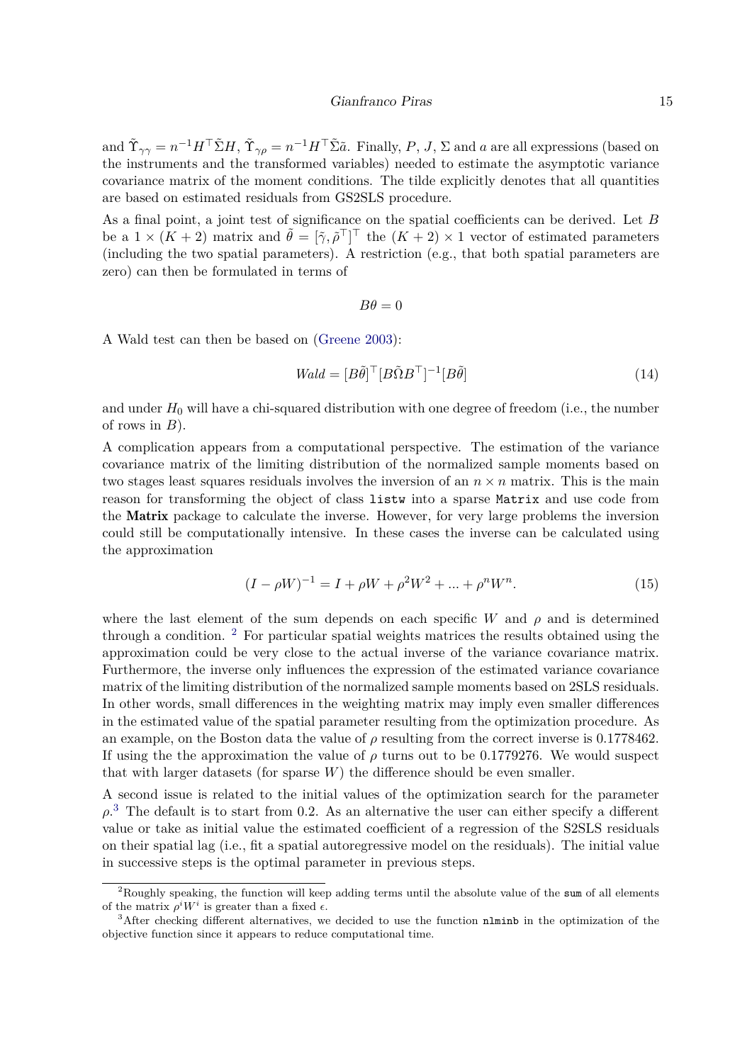and $\tilde{\Upsilon}_{\gamma\gamma} = n^{-1} H^\top \tilde{\Sigma} H$, $\tilde{\Upsilon}_{\gamma\rho} = n^{-1} H^\top \tilde{\Sigma} \tilde{a}$. Finally, $P$, $J$, $\Sigma$ and $a$ are all expressions (based on the instruments and the transformed variables) needed to estimate the asymptotic variance covariance matrix of the moment conditions. The tilde explicitly denotes that all quantities are based on estimated residuals from GS2SLS procedure.

As a final point, a joint test of significance on the spatial coefficients can be derived. Let $B$ be a $1 \times (K+2)$ matrix and $\tilde{\theta} = [\tilde{\gamma}, \tilde{\rho}^\top]^\top$ the $(K+2) \times 1$ vector of estimated parameters (including the two spatial parameters). A restriction (e.g., that both spatial parameters are zero) can then be formulated in terms of

$$B\theta = 0$$

A Wald test can then be based on (Greene 2003):

$$Wald = [B\tilde{\theta}]^\top [B\tilde{\Omega}B^\top]^{-1} [B\tilde{\theta}] \tag{14}$$

and under $H_0$ will have a chi-squared distribution with one degree of freedom (i.e., the number of rows in $B$).

A complication appears from a computational perspective. The estimation of the variance covariance matrix of the limiting distribution of the normalized sample moments based on two stages least squares residuals involves the inversion of an $n \times n$ matrix. This is the main reason for transforming the object of class `listw` into a sparse `Matrix` and use code from the **Matrix** package to calculate the inverse. However, for very large problems the inversion could still be computationally intensive. In these cases the inverse can be calculated using the approximation

$$(I - \rho W)^{-1} = I + \rho W + \rho^2 W^2 + ... + \rho^n W^n. \tag{15}$$

where the last element of the sum depends on each specific $W$ and $\rho$ and is determined through a condition. [2] For particular spatial weights matrices the results obtained using the approximation could be very close to the actual inverse of the variance covariance matrix. Furthermore, the inverse only influences the expression of the estimated variance covariance matrix of the limiting distribution of the normalized sample moments based on 2SLS residuals. In other words, small differences in the weighting matrix may imply even smaller differences in the estimated value of the spatial parameter resulting from the optimization procedure. As an example, on the Boston data the value of $\rho$ resulting from the correct inverse is 0.1778462. If using the the approximation the value of $\rho$ turns out to be 0.1779276. We would suspect that with larger datasets (for sparse $W$) the difference should be even smaller.

A second issue is related to the initial values of the optimization search for the parameter $\rho$.[3] The default is to start from 0.2. As an alternative the user can either specify a different value or take as initial value the estimated coefficient of a regression of the S2SLS residuals on their spatial lag (i.e., fit a spatial autoregressive model on the residuals). The initial value in successive steps is the optimal parameter in previous steps.

---

[2] Roughly speaking, the function will keep adding terms until the absolute value of the `sum` of all elements of the matrix $\rho^i W^i$ is greater than a fixed $\epsilon$.

[3] After checking different alternatives, we decided to use the function `nlminb` in the optimization of the objective function since it appears to reduce computational time.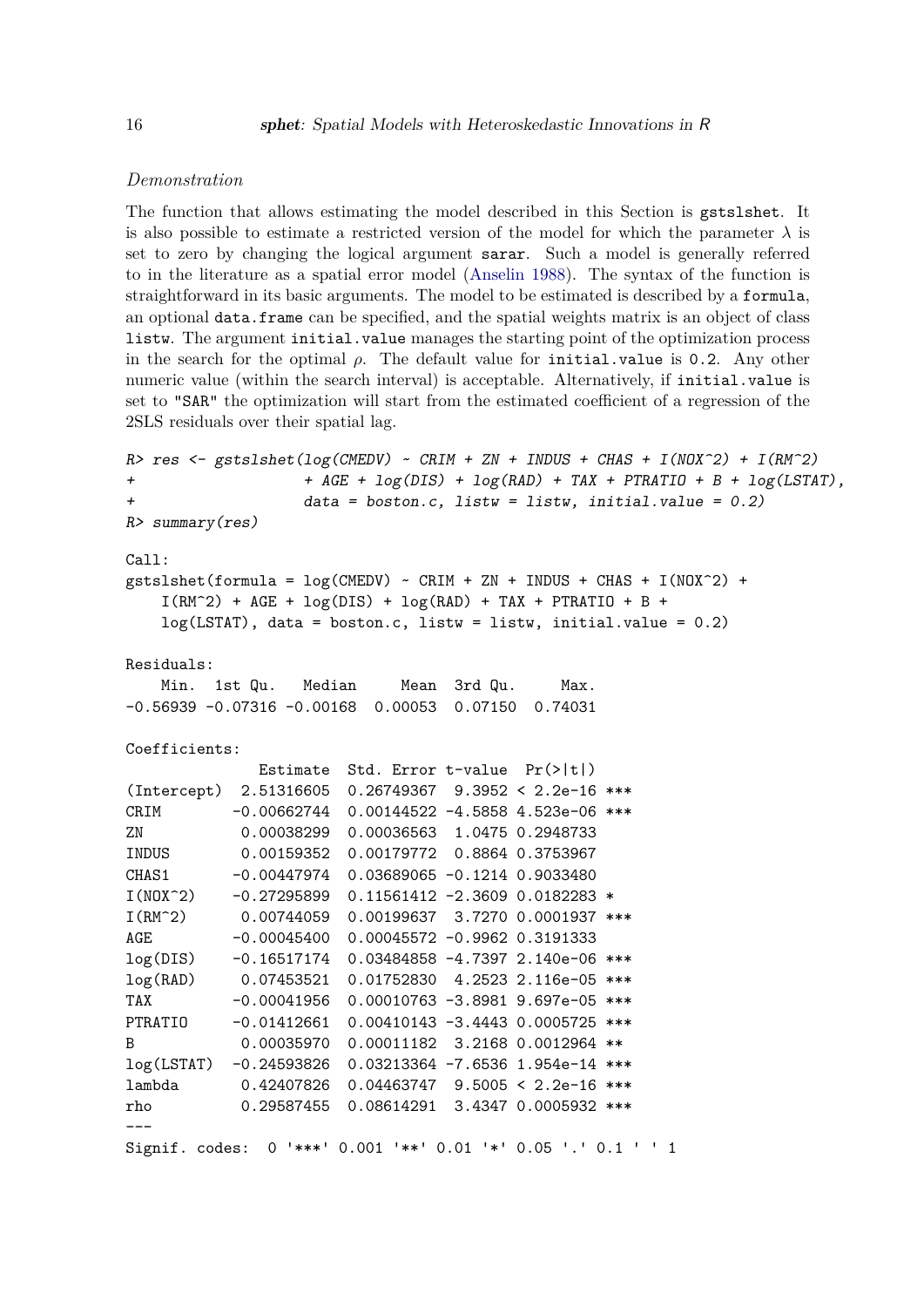*Demonstration*

The function that allows estimating the model described in this Section is `gstslshet`. It is also possible to estimate a restricted version of the model for which the parameter $\lambda$ is set to zero by changing the logical argument `sarar`. Such a model is generally referred to in the literature as a spatial error model (Anselin 1988). The syntax of the function is straightforward in its basic arguments. The model to be estimated is described by a `formula`, an optional `data.frame` can be specified, and the spatial weights matrix is an object of class `listw`. The argument `initial.value` manages the starting point of the optimization process in the search for the optimal $\rho$. The default value for `initial.value` is `0.2`. Any other numeric value (within the search interval) is acceptable. Alternatively, if `initial.value` is set to `"SAR"` the optimization will start from the estimated coefficient of a regression of the 2SLS residuals over their spatial lag.

```
R> res <- gstslshet(log(CMEDV) ~ CRIM + ZN + INDUS + CHAS + I(NOX^2) + I(RM^2)
+                    + AGE + log(DIS) + log(RAD) + TAX + PTRATIO + B + log(LSTAT),
+                    data = boston.c, listw = listw, initial.value = 0.2)
R> summary(res)

Call:
gstslshet(formula = log(CMEDV) ~ CRIM + ZN + INDUS + CHAS + I(NOX^2) +
    I(RM^2) + AGE + log(DIS) + log(RAD) + TAX + PTRATIO + B +
    log(LSTAT), data = boston.c, listw = listw, initial.value = 0.2)

Residuals:
    Min.  1st Qu.   Median     Mean  3rd Qu.     Max.
-0.56939 -0.07316 -0.00168  0.00053  0.07150  0.74031

Coefficients:
               Estimate  Std. Error t-value  Pr(>|t|)
(Intercept)  2.51316605  0.26749367  9.3952 < 2.2e-16 ***
CRIM        -0.00662744  0.00144522 -4.5858 4.523e-06 ***
ZN           0.00038299  0.00036563  1.0475 0.2948733
INDUS        0.00159352  0.00179772  0.8864 0.3753967
CHAS1       -0.00447974  0.03689065 -0.1214 0.9033480
I(NOX^2)    -0.27295899  0.11561412 -2.3609 0.0182283 *
I(RM^2)      0.00744059  0.00199637  3.7270 0.0001937 ***
AGE         -0.00045400  0.00045572 -0.9962 0.3191333
log(DIS)    -0.16517174  0.03484858 -4.7397 2.140e-06 ***
log(RAD)     0.07453521  0.01752830  4.2523 2.116e-05 ***
TAX         -0.00041956  0.00010763 -3.8981 9.697e-05 ***
PTRATIO     -0.01412661  0.00410143 -3.4443 0.0005725 ***
B            0.00035970  0.00011182  3.2168 0.0012964 **
log(LSTAT)  -0.24593826  0.03213364 -7.6536 1.954e-14 ***
lambda       0.42407826  0.04463747  9.5005 < 2.2e-16 ***
rho          0.29587455  0.08614291  3.4347 0.0005932 ***
---
Signif. codes:  0 '***' 0.001 '**' 0.01 '*' 0.05 '.' 0.1 ' ' 1
```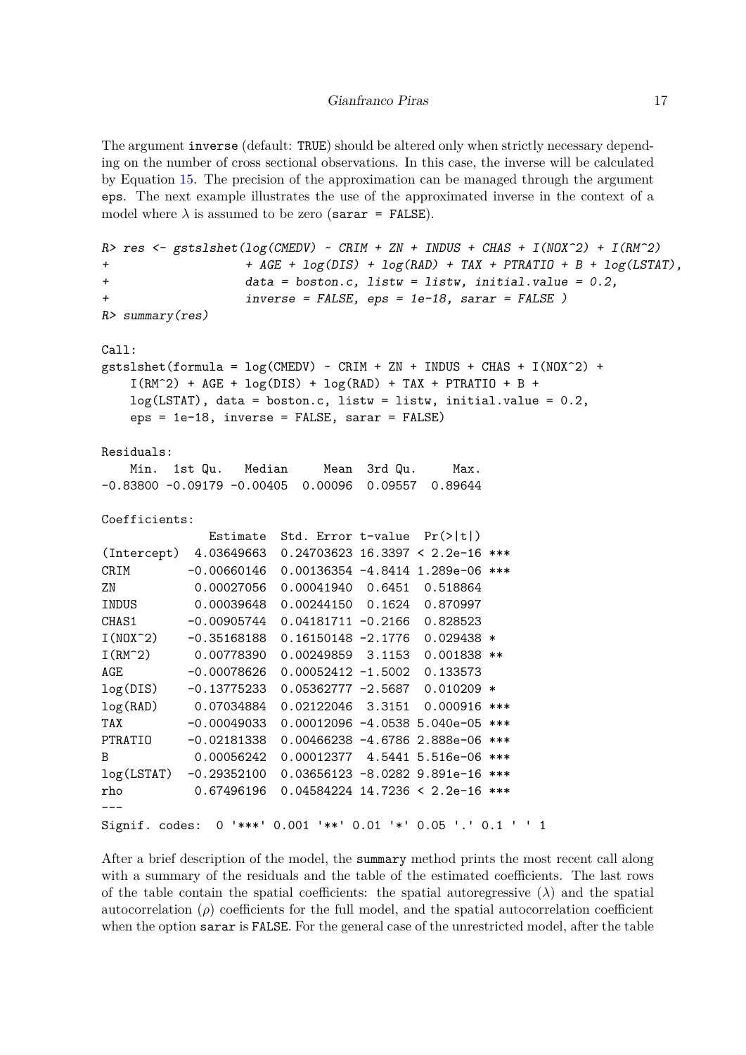The argument `inverse` (default: `TRUE`) should be altered only when strictly necessary depending on the number of cross sectional observations. In this case, the inverse will be calculated by Equation 15. The precision of the approximation can be managed through the argument `eps`. The next example illustrates the use of the approximated inverse in the context of a model where $\lambda$ is assumed to be zero (`sarar = FALSE`).

```
R> res <- gstslshet(log(CMEDV) ~ CRIM + ZN + INDUS + CHAS + I(NOX^2) + I(RM^2)
+                   + AGE + log(DIS) + log(RAD) + TAX + PTRATIO + B + log(LSTAT),
+                   data = boston.c, listw = listw, initial.value = 0.2,
+                   inverse = FALSE, eps = 1e-18, sarar = FALSE )
R> summary(res)

Call:
gstslshet(formula = log(CMEDV) ~ CRIM + ZN + INDUS + CHAS + I(NOX^2) +
    I(RM^2) + AGE + log(DIS) + log(RAD) + TAX + PTRATIO + B +
    log(LSTAT), data = boston.c, listw = listw, initial.value = 0.2,
    eps = 1e-18, inverse = FALSE, sarar = FALSE)

Residuals:
    Min.  1st Qu.   Median     Mean  3rd Qu.     Max.
-0.83800 -0.09179 -0.00405  0.00096  0.09557  0.89644

Coefficients:
              Estimate  Std. Error t-value  Pr(>|t|)
(Intercept)  4.03649663  0.24703623 16.3397 < 2.2e-16 ***
CRIM        -0.00660146  0.00136354 -4.8414 1.289e-06 ***
ZN           0.00027056  0.00041940  0.6451  0.518864
INDUS        0.00039648  0.00244150  0.1624  0.870997
CHAS1       -0.00905744  0.04181711 -0.2166  0.828523
I(NOX^2)    -0.35168188  0.16150148 -2.1776  0.029438 *
I(RM^2)      0.00778390  0.00249859  3.1153  0.001838 **
AGE         -0.00078626  0.00052412 -1.5002  0.133573
log(DIS)    -0.13775233  0.05362777 -2.5687  0.010209 *
log(RAD)     0.07034884  0.02122046  3.3151  0.000916 ***
TAX         -0.00049033  0.00012096 -4.0538 5.040e-05 ***
PTRATIO     -0.02181338  0.00466238 -4.6786 2.888e-06 ***
B            0.00056242  0.00012377  4.5441 5.516e-06 ***
log(LSTAT)  -0.29352100  0.03656123 -8.0282 9.891e-16 ***
rho          0.67496196  0.04584224 14.7236 < 2.2e-16 ***
---
Signif. codes:  0 '***' 0.001 '**' 0.01 '*' 0.05 '.' 0.1 ' ' 1
```

After a brief description of the model, the `summary` method prints the most recent call along with a summary of the residuals and the table of the estimated coefficients. The last rows of the table contain the spatial coefficients: the spatial autoregressive ($\lambda$) and the spatial autocorrelation ($\rho$) coefficients for the full model, and the spatial autocorrelation coefficient when the option `sarar` is `FALSE`. For the general case of the unrestricted model, after the table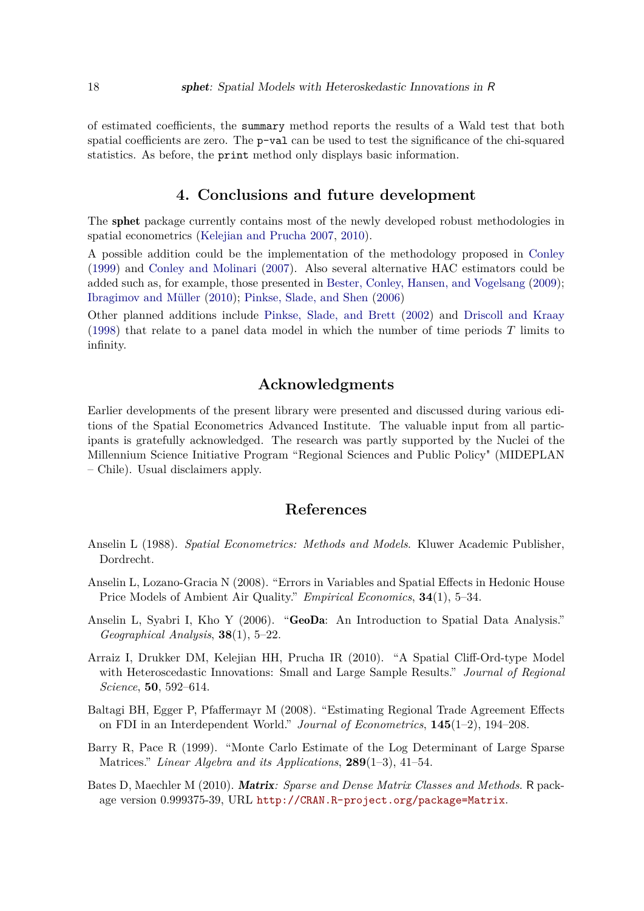of estimated coefficients, the `summary` method reports the results of a Wald test that both spatial coefficients are zero. The `p-val` can be used to test the significance of the chi-squared statistics. As before, the `print` method only displays basic information.

## 4. Conclusions and future development

The **sphet** package currently contains most of the newly developed robust methodologies in spatial econometrics (Kelejian and Prucha 2007, 2010).

A possible addition could be the implementation of the methodology proposed in Conley (1999) and Conley and Molinari (2007). Also several alternative HAC estimators could be added such as, for example, those presented in Bester, Conley, Hansen, and Vogelsang (2009); Ibragimov and Müller (2010); Pinkse, Slade, and Shen (2006)

Other planned additions include Pinkse, Slade, and Brett (2002) and Driscoll and Kraay (1998) that relate to a panel data model in which the number of time periods $T$ limits to infinity.

## Acknowledgments

Earlier developments of the present library were presented and discussed during various editions of the Spatial Econometrics Advanced Institute. The valuable input from all participants is gratefully acknowledged. The research was partly supported by the Nuclei of the Millennium Science Initiative Program "Regional Sciences and Public Policy" (MIDEPLAN – Chile). Usual disclaimers apply.

## References

Anselin L (1988). *Spatial Econometrics: Methods and Models.* Kluwer Academic Publisher, Dordrecht.

Anselin L, Lozano-Gracia N (2008). "Errors in Variables and Spatial Effects in Hedonic House Price Models of Ambient Air Quality." *Empirical Economics*, **34**(1), 5–34.

Anselin L, Syabri I, Kho Y (2006). "**GeoDa**: An Introduction to Spatial Data Analysis." *Geographical Analysis*, **38**(1), 5–22.

Arraiz I, Drukker DM, Kelejian HH, Prucha IR (2010). "A Spatial Cliff-Ord-type Model with Heteroscedastic Innovations: Small and Large Sample Results." *Journal of Regional Science*, **50**, 592–614.

Baltagi BH, Egger P, Pfaffermayr M (2008). "Estimating Regional Trade Agreement Effects on FDI in an Interdependent World." *Journal of Econometrics*, **145**(1–2), 194–208.

Barry R, Pace R (1999). "Monte Carlo Estimate of the Log Determinant of Large Sparse Matrices." *Linear Algebra and its Applications*, **289**(1–3), 41–54.

Bates D, Maechler M (2010). ***Matrix**: Sparse and Dense Matrix Classes and Methods*. R package version 0.999375-39, URL http://CRAN.R-project.org/package=Matrix.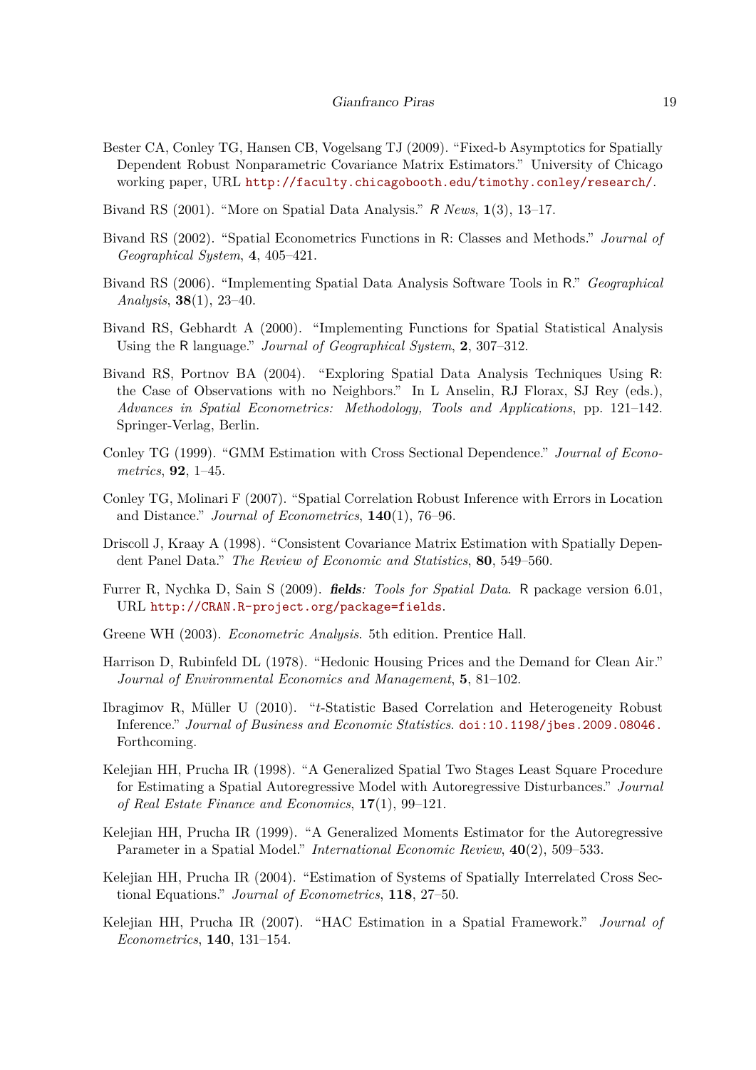Bester CA, Conley TG, Hansen CB, Vogelsang TJ (2009). "Fixed-b Asymptotics for Spatially Dependent Robust Nonparametric Covariance Matrix Estimators." University of Chicago working paper, URL http://faculty.chicagobooth.edu/timothy.conley/research/.

Bivand RS (2001). "More on Spatial Data Analysis." *R News*, **1**(3), 13–17.

Bivand RS (2002). "Spatial Econometrics Functions in R: Classes and Methods." *Journal of Geographical System*, **4**, 405–421.

Bivand RS (2006). "Implementing Spatial Data Analysis Software Tools in R." *Geographical Analysis*, **38**(1), 23–40.

Bivand RS, Gebhardt A (2000). "Implementing Functions for Spatial Statistical Analysis Using the R language." *Journal of Geographical System*, **2**, 307–312.

Bivand RS, Portnov BA (2004). "Exploring Spatial Data Analysis Techniques Using R: the Case of Observations with no Neighbors." In L Anselin, RJ Florax, SJ Rey (eds.), *Advances in Spatial Econometrics: Methodology, Tools and Applications*, pp. 121–142. Springer-Verlag, Berlin.

Conley TG (1999). "GMM Estimation with Cross Sectional Dependence." *Journal of Econometrics*, **92**, 1–45.

Conley TG, Molinari F (2007). "Spatial Correlation Robust Inference with Errors in Location and Distance." *Journal of Econometrics*, **140**(1), 76–96.

Driscoll J, Kraay A (1998). "Consistent Covariance Matrix Estimation with Spatially Dependent Panel Data." *The Review of Economic and Statistics*, **80**, 549–560.

Furrer R, Nychka D, Sain S (2009). ***fields**: Tools for Spatial Data*. R package version 6.01, URL http://CRAN.R-project.org/package=fields.

Greene WH (2003). *Econometric Analysis*. 5th edition. Prentice Hall.

Harrison D, Rubinfeld DL (1978). "Hedonic Housing Prices and the Demand for Clean Air." *Journal of Environmental Economics and Management*, **5**, 81–102.

Ibragimov R, Müller U (2010). "$t$-Statistic Based Correlation and Heterogeneity Robust Inference." *Journal of Business and Economic Statistics*. doi:10.1198/jbes.2009.08046. Forthcoming.

Kelejian HH, Prucha IR (1998). "A Generalized Spatial Two Stages Least Square Procedure for Estimating a Spatial Autoregressive Model with Autoregressive Disturbances." *Journal of Real Estate Finance and Economics*, **17**(1), 99–121.

Kelejian HH, Prucha IR (1999). "A Generalized Moments Estimator for the Autoregressive Parameter in a Spatial Model." *International Economic Review*, **40**(2), 509–533.

Kelejian HH, Prucha IR (2004). "Estimation of Systems of Spatially Interrelated Cross Sectional Equations." *Journal of Econometrics*, **118**, 27–50.

Kelejian HH, Prucha IR (2007). "HAC Estimation in a Spatial Framework." *Journal of Econometrics*, **140**, 131–154.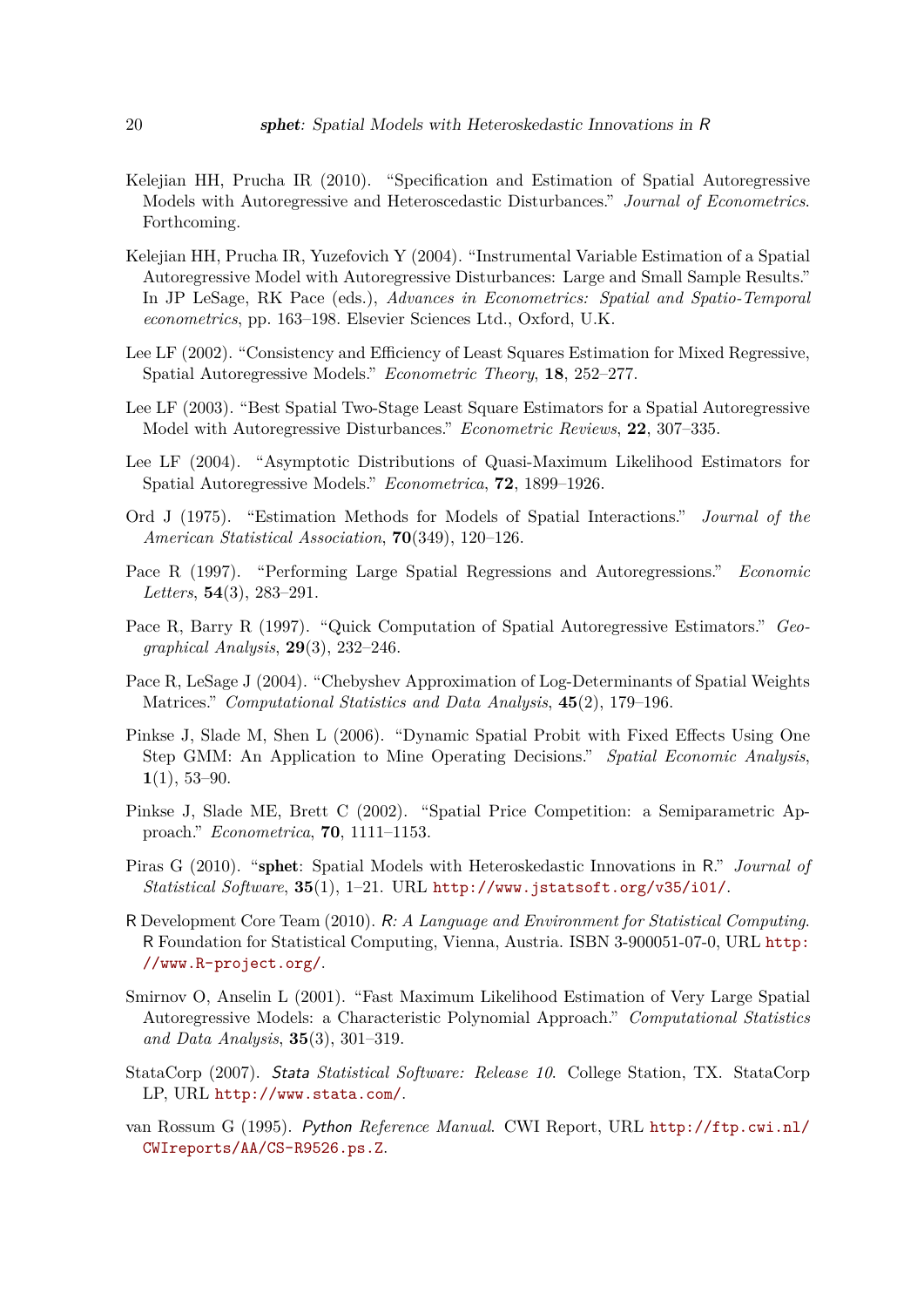Kelejian HH, Prucha IR (2010). "Specification and Estimation of Spatial Autoregressive Models with Autoregressive and Heteroscedastic Disturbances." *Journal of Econometrics*. Forthcoming.

Kelejian HH, Prucha IR, Yuzefovich Y (2004). "Instrumental Variable Estimation of a Spatial Autoregressive Model with Autoregressive Disturbances: Large and Small Sample Results." In JP LeSage, RK Pace (eds.), *Advances in Econometrics: Spatial and Spatio-Temporal econometrics*, pp. 163–198. Elsevier Sciences Ltd., Oxford, U.K.

Lee LF (2002). "Consistency and Efficiency of Least Squares Estimation for Mixed Regressive, Spatial Autoregressive Models." *Econometric Theory*, **18**, 252–277.

Lee LF (2003). "Best Spatial Two-Stage Least Square Estimators for a Spatial Autoregressive Model with Autoregressive Disturbances." *Econometric Reviews*, **22**, 307–335.

Lee LF (2004). "Asymptotic Distributions of Quasi-Maximum Likelihood Estimators for Spatial Autoregressive Models." *Econometrica*, **72**, 1899–1926.

Ord J (1975). "Estimation Methods for Models of Spatial Interactions." *Journal of the American Statistical Association*, **70**(349), 120–126.

Pace R (1997). "Performing Large Spatial Regressions and Autoregressions." *Economic Letters*, **54**(3), 283–291.

Pace R, Barry R (1997). "Quick Computation of Spatial Autoregressive Estimators." *Geographical Analysis*, **29**(3), 232–246.

Pace R, LeSage J (2004). "Chebyshev Approximation of Log-Determinants of Spatial Weights Matrices." *Computational Statistics and Data Analysis*, **45**(2), 179–196.

Pinkse J, Slade M, Shen L (2006). "Dynamic Spatial Probit with Fixed Effects Using One Step GMM: An Application to Mine Operating Decisions." *Spatial Economic Analysis*, **1**(1), 53–90.

Pinkse J, Slade ME, Brett C (2002). "Spatial Price Competition: a Semiparametric Approach." *Econometrica*, **70**, 1111–1153.

Piras G (2010). "**sphet**: Spatial Models with Heteroskedastic Innovations in R." *Journal of Statistical Software*, **35**(1), 1–21. URL http://www.jstatsoft.org/v35/i01/.

R Development Core Team (2010). *R: A Language and Environment for Statistical Computing*. R Foundation for Statistical Computing, Vienna, Austria. ISBN 3-900051-07-0, URL http://www.R-project.org/.

Smirnov O, Anselin L (2001). "Fast Maximum Likelihood Estimation of Very Large Spatial Autoregressive Models: a Characteristic Polynomial Approach." *Computational Statistics and Data Analysis*, **35**(3), 301–319.

StataCorp (2007). *Stata Statistical Software: Release 10*. College Station, TX. StataCorp LP, URL http://www.stata.com/.

van Rossum G (1995). *Python Reference Manual*. CWI Report, URL http://ftp.cwi.nl/CWIreports/AA/CS-R9526.ps.Z.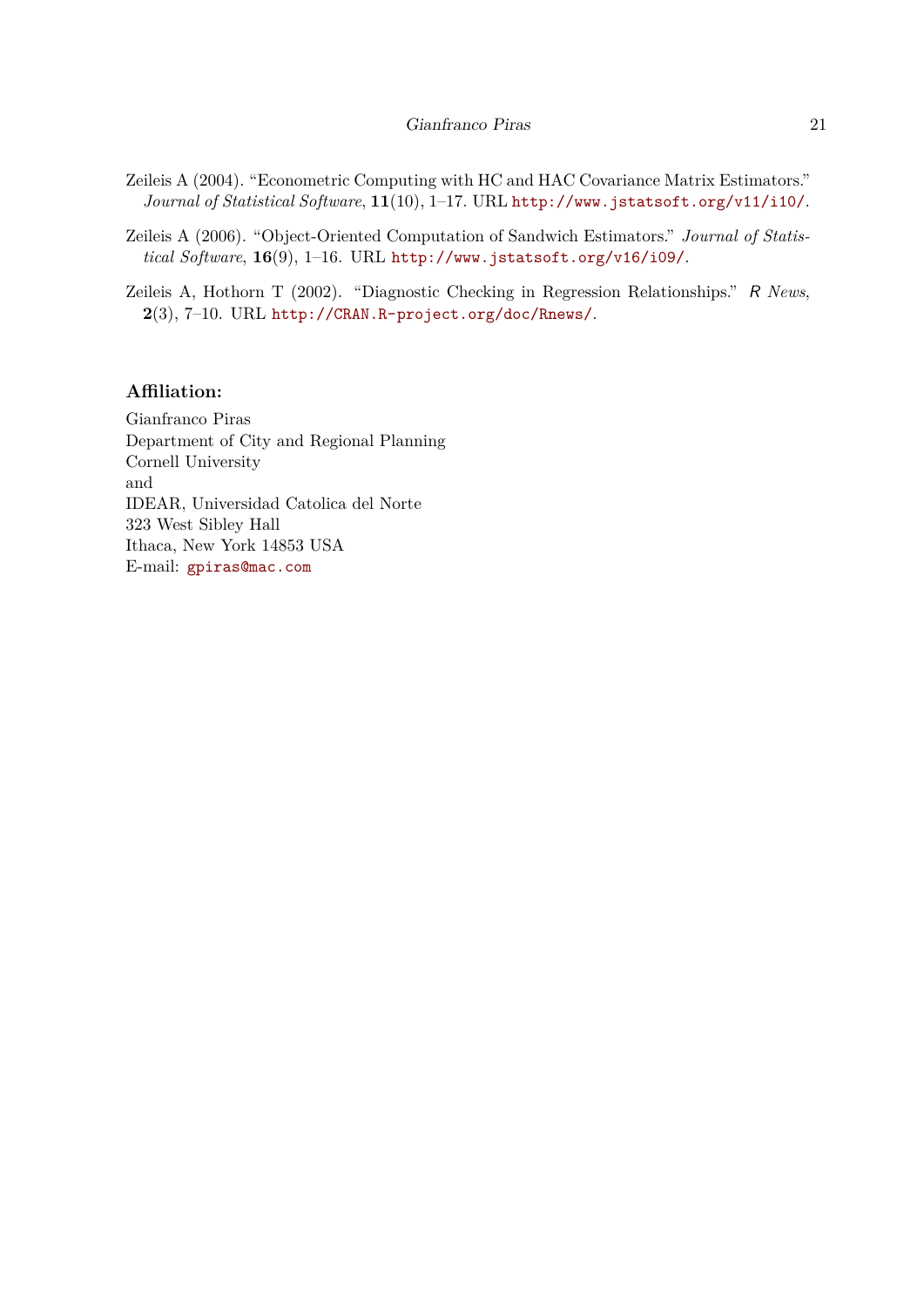Zeileis A (2004). "Econometric Computing with HC and HAC Covariance Matrix Estimators." *Journal of Statistical Software*, **11**(10), 1–17. URL http://www.jstatsoft.org/v11/i10/.

Zeileis A (2006). "Object-Oriented Computation of Sandwich Estimators." *Journal of Statistical Software*, **16**(9), 1–16. URL http://www.jstatsoft.org/v16/i09/.

Zeileis A, Hothorn T (2002). "Diagnostic Checking in Regression Relationships." *R News*, **2**(3), 7–10. URL http://CRAN.R-project.org/doc/Rnews/.

### Affiliation:

Gianfranco Piras
Department of City and Regional Planning
Cornell University
and
IDEAR, Universidad Catolica del Norte
323 West Sibley Hall
Ithaca, New York 14853 USA
E-mail: gpiras@mac.com